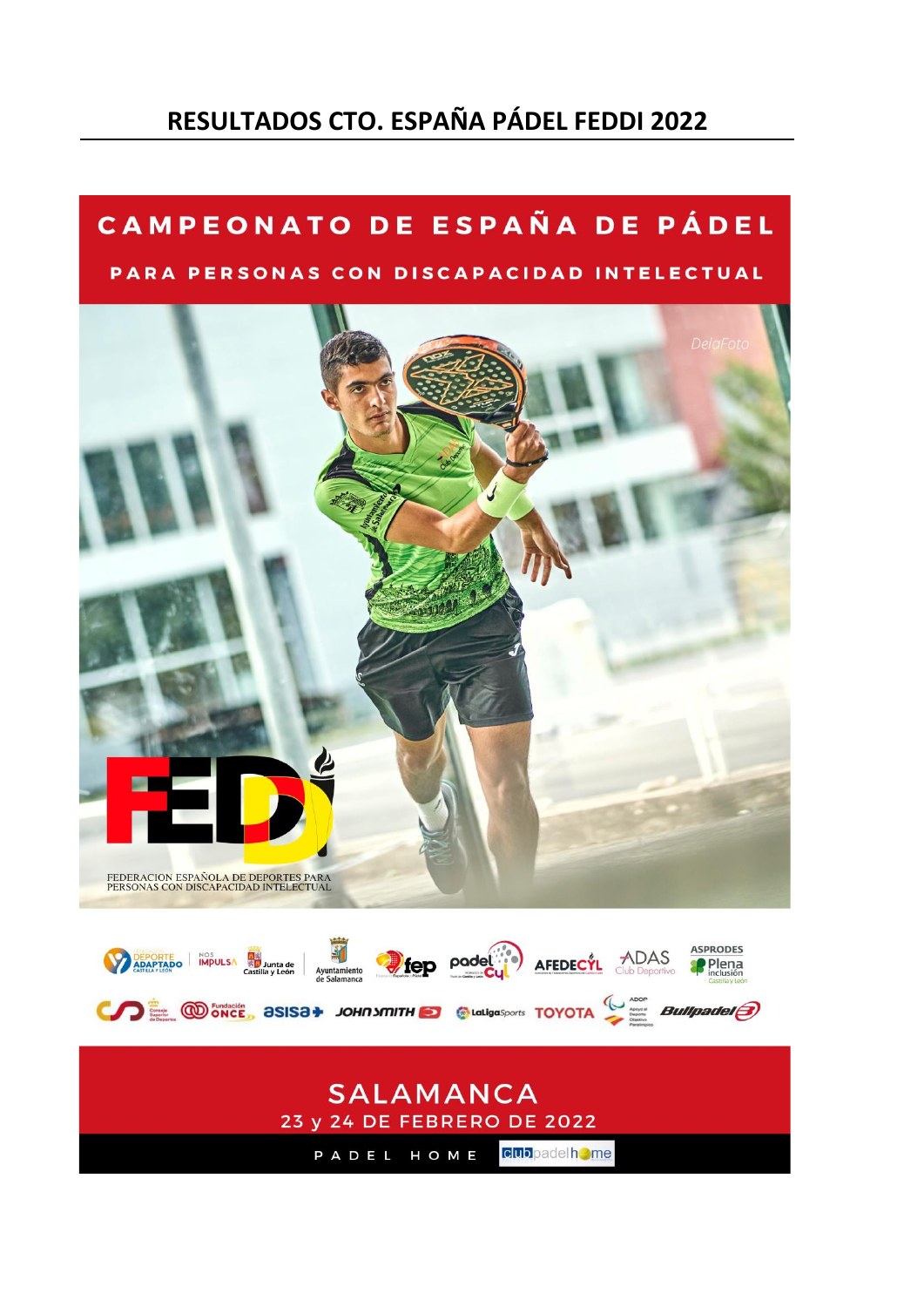# RESULTADOS CTO. ESPAÑA PÁDEL FEDDI 2022

## CAMPEONATO DE ESPAÑA DE PÁDEL

### PARA PERSONAS CON DISCAPACIDAD INTELECTUAL

FEDERACION ESPAÑOLA DE DEPORTES PARA PERSONAS CON DISCAPACIDAD INTELECTUAL

SALAMANCA

23 y 24 DE FEBRERO DE 2022

PADEL HOME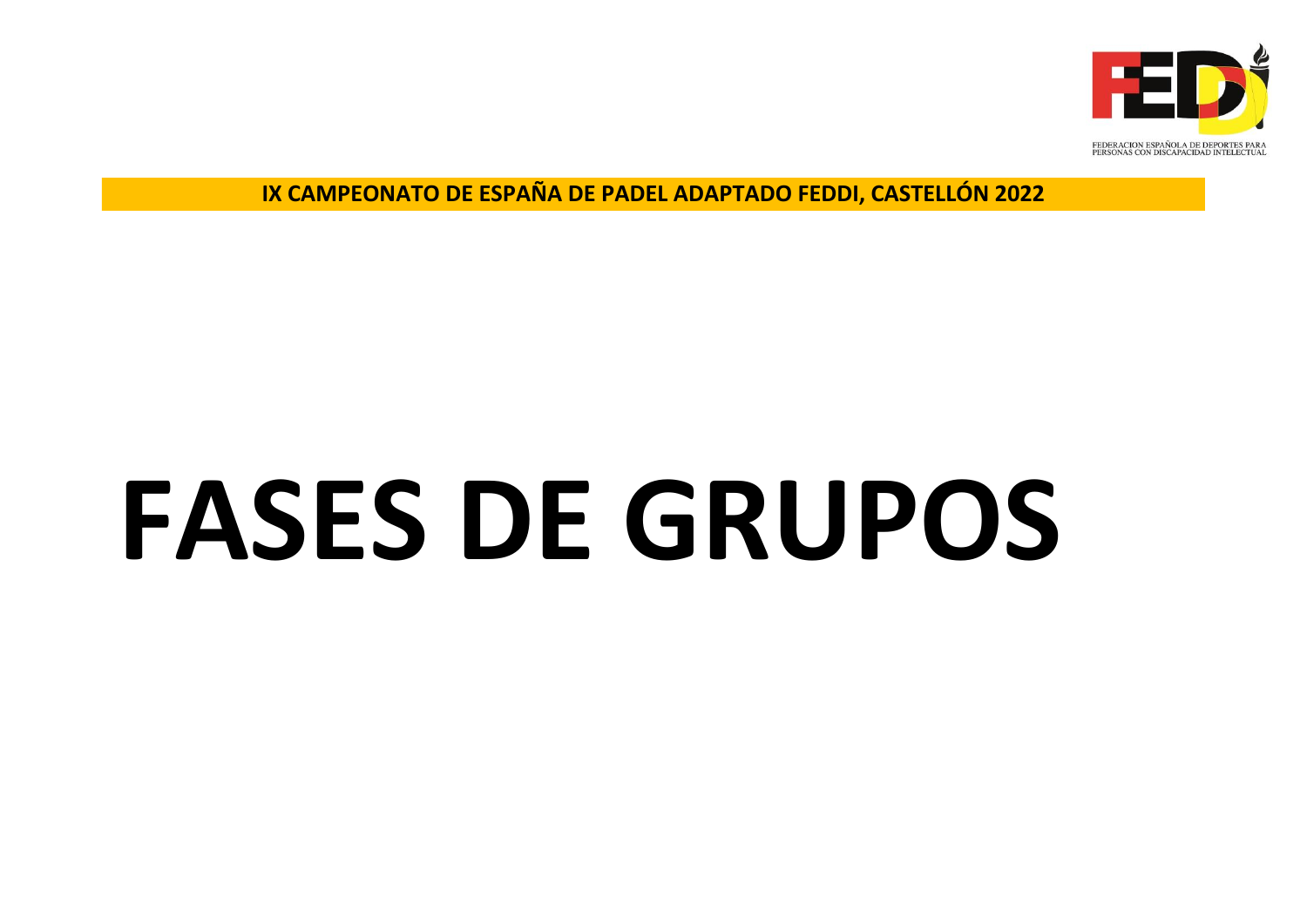FEDDI

FEDERACION ESPAÑOLA DE DEPORTES PARA PERSONAS CON DISCAPACIDAD INTELECTUAL

**IX CAMPEONATO DE ESPAÑA DE PADEL ADAPTADO FEDDI, CASTELLÓN 2022**

# FASES DE GRUPOS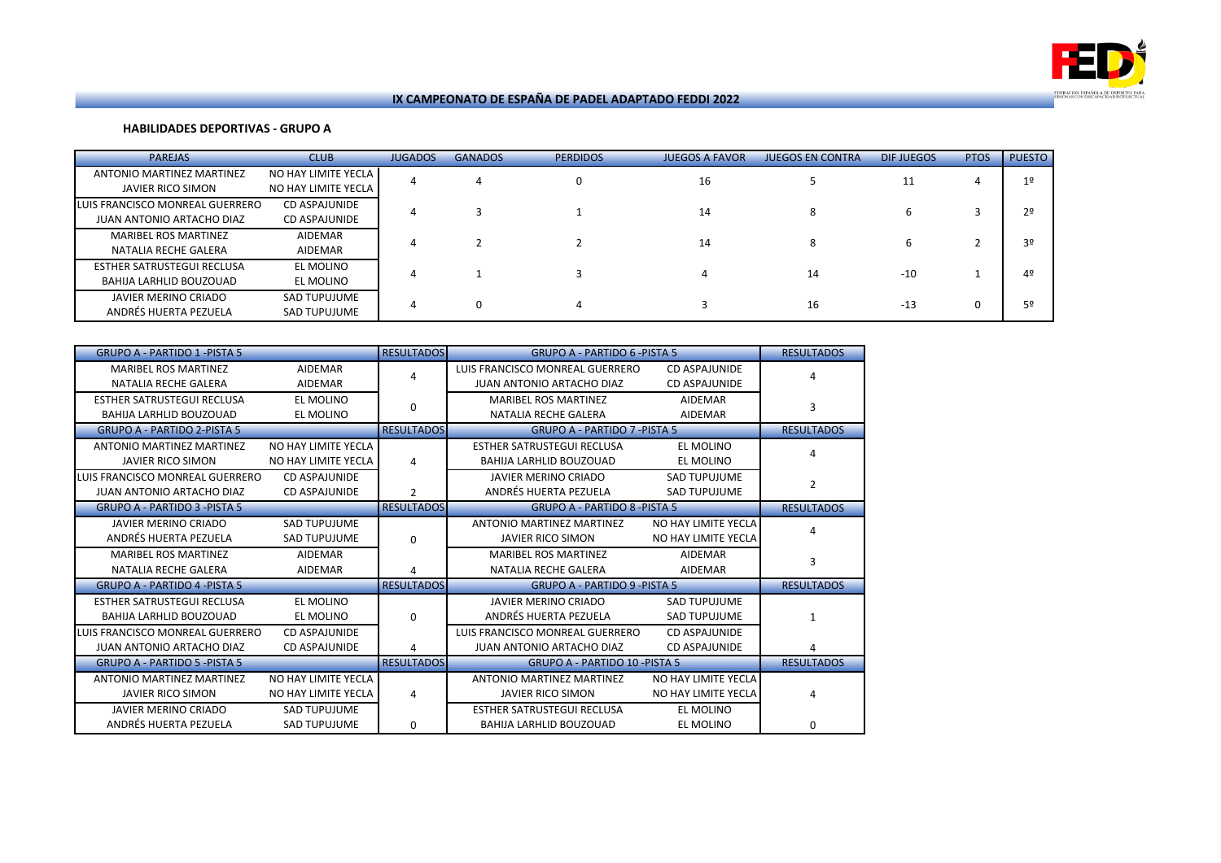# IX CAMPEONATO DE ESPAÑA DE PADEL ADAPTADO FEDDI 2022

## HABILIDADES DEPORTIVAS - GRUPO A

| PAREJAS | CLUB | JUGADOS | GANADOS | PERDIDOS | JUEGOS A FAVOR | JUEGOS EN CONTRA | DIF JUEGOS | PTOS | PUESTO |
|---|---|---|---|---|---|---|---|---|---|
| ANTONIO MARTINEZ MARTINEZ<br>JAVIER RICO SIMON | NO HAY LIMITE YECLA<br>NO HAY LIMITE YECLA | 4 | 4 | 0 | 16 | 5 | 11 | 4 | 1º |
| LUIS FRANCISCO MONREAL GUERRERO<br>JUAN ANTONIO ARTACHO DIAZ | CD ASPAJUNIDE<br>CD ASPAJUNIDE | 4 | 3 | 1 | 14 | 8 | 6 | 3 | 2º |
| MARIBEL ROS MARTINEZ<br>NATALIA RECHE GALERA | AIDEMAR<br>AIDEMAR | 4 | 2 | 2 | 14 | 8 | 6 | 2 | 3º |
| ESTHER SATRUSTEGUI RECLUSA<br>BAHIJA LARHLID BOUZOUAD | EL MOLINO<br>EL MOLINO | 4 | 1 | 3 | 4 | 14 | -10 | 1 | 4º |
| JAVIER MERINO CRIADO<br>ANDRÉS HUERTA PEZUELA | SAD TUPUJUME<br>SAD TUPUJUME | 4 | 0 | 4 | 3 | 16 | -13 | 0 | 5º |

| GRUPO A - PARTIDO 1 -PISTA 5 | | RESULTADOS |
|---|---|---|
| MARIBEL ROS MARTINEZ<br>NATALIA RECHE GALERA | AIDEMAR<br>AIDEMAR | 4 |
| ESTHER SATRUSTEGUI RECLUSA<br>BAHIJA LARHLID BOUZOUAD | EL MOLINO<br>EL MOLINO | 0 |

| GRUPO A - PARTIDO 2-PISTA 5 | | RESULTADOS |
|---|---|---|
| ANTONIO MARTINEZ MARTINEZ<br>JAVIER RICO SIMON | NO HAY LIMITE YECLA<br>NO HAY LIMITE YECLA | 4 |
| LUIS FRANCISCO MONREAL GUERRERO<br>JUAN ANTONIO ARTACHO DIAZ | CD ASPAJUNIDE<br>CD ASPAJUNIDE | 2 |

| GRUPO A - PARTIDO 3 -PISTA 5 | | RESULTADOS |
|---|---|---|
| JAVIER MERINO CRIADO<br>ANDRÉS HUERTA PEZUELA | SAD TUPUJUME<br>SAD TUPUJUME | 0 |
| MARIBEL ROS MARTINEZ<br>NATALIA RECHE GALERA | AIDEMAR<br>AIDEMAR | 4 |

| GRUPO A - PARTIDO 4 -PISTA 5 | | RESULTADOS |
|---|---|---|
| ESTHER SATRUSTEGUI RECLUSA<br>BAHIJA LARHLID BOUZOUAD | EL MOLINO<br>EL MOLINO | 0 |
| LUIS FRANCISCO MONREAL GUERRERO<br>JUAN ANTONIO ARTACHO DIAZ | CD ASPAJUNIDE<br>CD ASPAJUNIDE | 4 |

| GRUPO A - PARTIDO 5 -PISTA 5 | | RESULTADOS |
|---|---|---|
| ANTONIO MARTINEZ MARTINEZ<br>JAVIER RICO SIMON | NO HAY LIMITE YECLA<br>NO HAY LIMITE YECLA | 4 |
| JAVIER MERINO CRIADO<br>ANDRÉS HUERTA PEZUELA | SAD TUPUJUME<br>SAD TUPUJUME | 0 |

| GRUPO A - PARTIDO 6 -PISTA 5 | | RESULTADOS |
|---|---|---|
| LUIS FRANCISCO MONREAL GUERRERO<br>JUAN ANTONIO ARTACHO DIAZ | CD ASPAJUNIDE<br>CD ASPAJUNIDE | 4 |
| MARIBEL ROS MARTINEZ<br>NATALIA RECHE GALERA | AIDEMAR<br>AIDEMAR | 3 |

| GRUPO A - PARTIDO 7 -PISTA 5 | | RESULTADOS |
|---|---|---|
| ESTHER SATRUSTEGUI RECLUSA<br>BAHIJA LARHLID BOUZOUAD | EL MOLINO<br>EL MOLINO | 4 |
| JAVIER MERINO CRIADO<br>ANDRÉS HUERTA PEZUELA | SAD TUPUJUME<br>SAD TUPUJUME | 2 |

| GRUPO A - PARTIDO 8 -PISTA 5 | | RESULTADOS |
|---|---|---|
| ANTONIO MARTINEZ MARTINEZ<br>JAVIER RICO SIMON | NO HAY LIMITE YECLA<br>NO HAY LIMITE YECLA | 4 |
| MARIBEL ROS MARTINEZ<br>NATALIA RECHE GALERA | AIDEMAR<br>AIDEMAR | 3 |

| GRUPO A - PARTIDO 9 -PISTA 5 | | RESULTADOS |
|---|---|---|
| JAVIER MERINO CRIADO<br>ANDRÉS HUERTA PEZUELA | SAD TUPUJUME<br>SAD TUPUJUME | 1 |
| LUIS FRANCISCO MONREAL GUERRERO<br>JUAN ANTONIO ARTACHO DIAZ | CD ASPAJUNIDE<br>CD ASPAJUNIDE | 4 |

| GRUPO A - PARTIDO 10 -PISTA 5 | | RESULTADOS |
|---|---|---|
| ANTONIO MARTINEZ MARTINEZ<br>JAVIER RICO SIMON | NO HAY LIMITE YECLA<br>NO HAY LIMITE YECLA | 4 |
| ESTHER SATRUSTEGUI RECLUSA<br>BAHIJA LARHLID BOUZOUAD | EL MOLINO<br>EL MOLINO | 0 |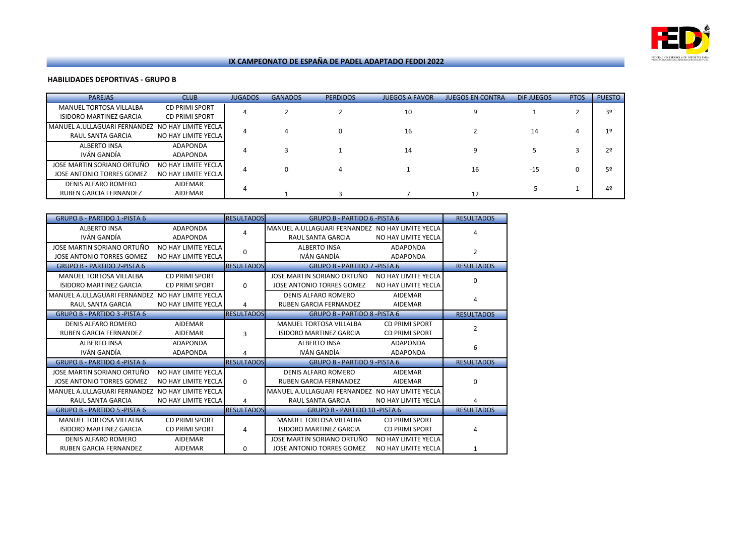# IX CAMPEONATO DE ESPAÑA DE PADEL ADAPTADO FEDDI 2022

## HABILIDADES DEPORTIVAS - GRUPO B

| PAREJAS | CLUB | JUGADOS | GANADOS | PERDIDOS | JUEGOS A FAVOR | JUEGOS EN CONTRA | DIF JUEGOS | PTOS | PUESTO |
|---|---|---|---|---|---|---|---|---|---|
| MANUEL TORTOSA VILLALBA<br>ISIDORO MARTINEZ GARCIA | CD PRIMI SPORT<br>CD PRIMI SPORT | 4 | 2 | 2 | 10 | 9 | 1 | 2 | 3º |
| MANUEL A.ULLAGUARI FERNANDEZ<br>RAUL SANTA GARCIA | NO HAY LIMITE YECLA<br>NO HAY LIMITE YECLA | 4 | 4 | 0 | 16 | 2 | 14 | 4 | 1º |
| ALBERTO INSA<br>IVÁN GANDÍA | ADAPONDA<br>ADAPONDA | 4 | 3 | 1 | 14 | 9 | 5 | 3 | 2º |
| JOSE MARTIN SORIANO ORTUÑO<br>JOSE ANTONIO TORRES GOMEZ | NO HAY LIMITE YECLA<br>NO HAY LIMITE YECLA | 4 | 0 | 4 | 1 | 16 | -15 | 0 | 5º |
| DENIS ALFARO ROMERO<br>RUBEN GARCIA FERNANDEZ | AIDEMAR<br>AIDEMAR | 4 | 1 | 3 | 7 | 12 | -5 | 1 | 4º |

| GRUPO B - PARTIDO 1 -PISTA 6 | | RESULTADOS |
|---|---|---|
| ALBERTO INSA<br>IVÁN GANDÍA | ADAPONDA<br>ADAPONDA | 4 |
| JOSE MARTIN SORIANO ORTUÑO<br>JOSE ANTONIO TORRES GOMEZ | NO HAY LIMITE YECLA<br>NO HAY LIMITE YECLA | 0 |
| **GRUPO B - PARTIDO 2-PISTA 6** | | **RESULTADOS** |
| MANUEL TORTOSA VILLALBA<br>ISIDORO MARTINEZ GARCIA | CD PRIMI SPORT<br>CD PRIMI SPORT | 0 |
| MANUEL A.ULLAGUARI FERNANDEZ<br>RAUL SANTA GARCIA | NO HAY LIMITE YECLA<br>NO HAY LIMITE YECLA | 4 |
| **GRUPO B - PARTIDO 3 -PISTA 6** | | **RESULTADOS** |
| DENIS ALFARO ROMERO<br>RUBEN GARCIA FERNANDEZ | AIDEMAR<br>AIDEMAR | 3 |
| ALBERTO INSA<br>IVÁN GANDÍA | ADAPONDA<br>ADAPONDA | 4 |
| **GRUPO B - PARTIDO 4 -PISTA 6** | | **RESULTADOS** |
| JOSE MARTIN SORIANO ORTUÑO<br>JOSE ANTONIO TORRES GOMEZ | NO HAY LIMITE YECLA<br>NO HAY LIMITE YECLA | 0 |
| MANUEL A.ULLAGUARI FERNANDEZ<br>RAUL SANTA GARCIA | NO HAY LIMITE YECLA<br>NO HAY LIMITE YECLA | 4 |
| **GRUPO B - PARTIDO 5 -PISTA 6** | | **RESULTADOS** |
| MANUEL TORTOSA VILLALBA<br>ISIDORO MARTINEZ GARCIA | CD PRIMI SPORT<br>CD PRIMI SPORT | 4 |
| DENIS ALFARO ROMERO<br>RUBEN GARCIA FERNANDEZ | AIDEMAR<br>AIDEMAR | 0 |

| GRUPO B - PARTIDO 6 -PISTA 6 | | RESULTADOS |
|---|---|---|
| MANUEL A.ULLAGUARI FERNANDEZ<br>RAUL SANTA GARCIA | NO HAY LIMITE YECLA<br>NO HAY LIMITE YECLA | 4 |
| ALBERTO INSA<br>IVÁN GANDÍA | ADAPONDA<br>ADAPONDA | 2 |
| **GRUPO B - PARTIDO 7 -PISTA 6** | | **RESULTADOS** |
| JOSE MARTIN SORIANO ORTUÑO<br>JOSE ANTONIO TORRES GOMEZ | NO HAY LIMITE YECLA<br>NO HAY LIMITE YECLA | 0 |
| DENIS ALFARO ROMERO<br>RUBEN GARCIA FERNANDEZ | AIDEMAR<br>AIDEMAR | 4 |
| **GRUPO B - PARTIDO 8 -PISTA 6** | | **RESULTADOS** |
| MANUEL TORTOSA VILLALBA<br>ISIDORO MARTINEZ GARCIA | CD PRIMI SPORT<br>CD PRIMI SPORT | 2 |
| ALBERTO INSA<br>IVÁN GANDÍA | ADAPONDA<br>ADAPONDA | 6 |
| **GRUPO B - PARTIDO 9 -PISTA 6** | | **RESULTADOS** |
| DENIS ALFARO ROMERO<br>RUBEN GARCIA FERNANDEZ | AIDEMAR<br>AIDEMAR | 0 |
| MANUEL A.ULLAGUARI FERNANDEZ<br>RAUL SANTA GARCIA | NO HAY LIMITE YECLA<br>NO HAY LIMITE YECLA | 4 |
| **GRUPO B - PARTIDO 10 -PISTA 6** | | **RESULTADOS** |
| MANUEL TORTOSA VILLALBA<br>ISIDORO MARTINEZ GARCIA | CD PRIMI SPORT<br>CD PRIMI SPORT | 4 |
| JOSE MARTIN SORIANO ORTUÑO<br>JOSE ANTONIO TORRES GOMEZ | NO HAY LIMITE YECLA<br>NO HAY LIMITE YECLA | 1 |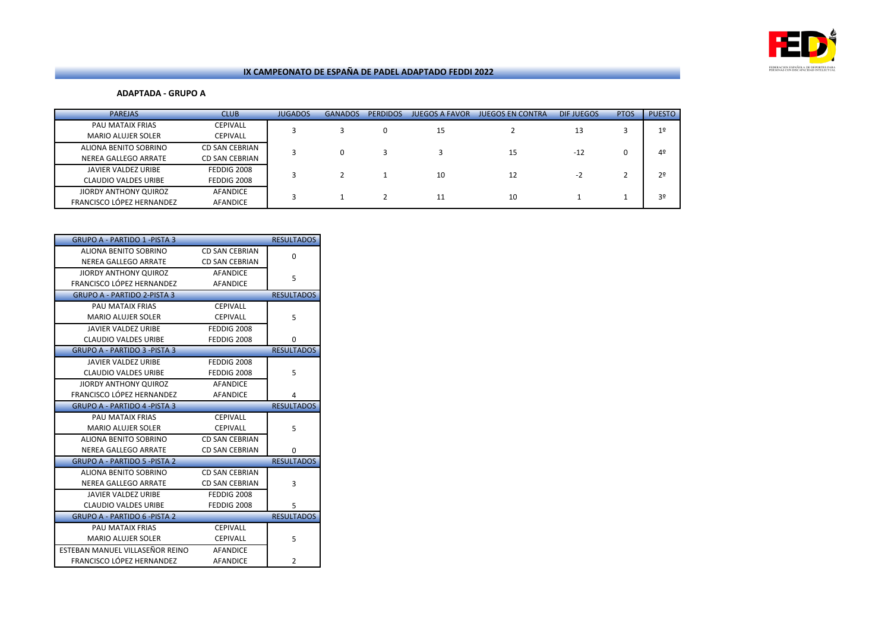# IX CAMPEONATO DE ESPAÑA DE PADEL ADAPTADO FEDDI 2022

## ADAPTADA - GRUPO A

| PAREJAS | CLUB | JUGADOS | GANADOS | PERDIDOS | JUEGOS A FAVOR | JUEGOS EN CONTRA | DIF JUEGOS | PTOS | PUESTO |
|---|---|---|---|---|---|---|---|---|---|
| PAU MATAIX FRIAS<br>MARIO ALUJER SOLER | CEPIVALL<br>CEPIVALL | 3 | 3 | 0 | 15 | 2 | 13 | 3 | 1º |
| ALIONA BENITO SOBRINO<br>NEREA GALLEGO ARRATE | CD SAN CEBRIAN<br>CD SAN CEBRIAN | 3 | 0 | 3 | 3 | 15 | -12 | 0 | 4º |
| JAVIER VALDEZ URIBE<br>CLAUDIO VALDES URIBE | FEDDIG 2008<br>FEDDIG 2008 | 3 | 2 | 1 | 10 | 12 | -2 | 2 | 2º |
| JIORDY ANTHONY QUIROZ<br>FRANCISCO LÓPEZ HERNANDEZ | AFANDICE<br>AFANDICE | 3 | 1 | 2 | 11 | 10 | 1 | 1 | 3º |

| GRUPO A - PARTIDO 1 -PISTA 3 | | RESULTADOS |
|---|---|---|
| ALIONA BENITO SOBRINO<br>NEREA GALLEGO ARRATE | CD SAN CEBRIAN<br>CD SAN CEBRIAN | 0 |
| JIORDY ANTHONY QUIROZ<br>FRANCISCO LÓPEZ HERNANDEZ | AFANDICE<br>AFANDICE | 5 |
| **GRUPO A - PARTIDO 2-PISTA 3** | | **RESULTADOS** |
| PAU MATAIX FRIAS<br>MARIO ALUJER SOLER | CEPIVALL<br>CEPIVALL | 5 |
| JAVIER VALDEZ URIBE<br>CLAUDIO VALDES URIBE | FEDDIG 2008<br>FEDDIG 2008 | 0 |
| **GRUPO A - PARTIDO 3 -PISTA 3** | | **RESULTADOS** |
| JAVIER VALDEZ URIBE<br>CLAUDIO VALDES URIBE | FEDDIG 2008<br>FEDDIG 2008 | 5 |
| JIORDY ANTHONY QUIROZ<br>FRANCISCO LÓPEZ HERNANDEZ | AFANDICE<br>AFANDICE | 4 |
| **GRUPO A - PARTIDO 4 -PISTA 3** | | **RESULTADOS** |
| PAU MATAIX FRIAS<br>MARIO ALUJER SOLER | CEPIVALL<br>CEPIVALL | 5 |
| ALIONA BENITO SOBRINO<br>NEREA GALLEGO ARRATE | CD SAN CEBRIAN<br>CD SAN CEBRIAN | 0 |
| **GRUPO A - PARTIDO 5 -PISTA 2** | | **RESULTADOS** |
| ALIONA BENITO SOBRINO<br>NEREA GALLEGO ARRATE | CD SAN CEBRIAN<br>CD SAN CEBRIAN | 3 |
| JAVIER VALDEZ URIBE<br>CLAUDIO VALDES URIBE | FEDDIG 2008<br>FEDDIG 2008 | 5 |
| **GRUPO A - PARTIDO 6 -PISTA 2** | | **RESULTADOS** |
| PAU MATAIX FRIAS<br>MARIO ALUJER SOLER | CEPIVALL<br>CEPIVALL | 5 |
| ESTEBAN MANUEL VILLASEÑOR REINO<br>FRANCISCO LÓPEZ HERNANDEZ | AFANDICE<br>AFANDICE | 2 |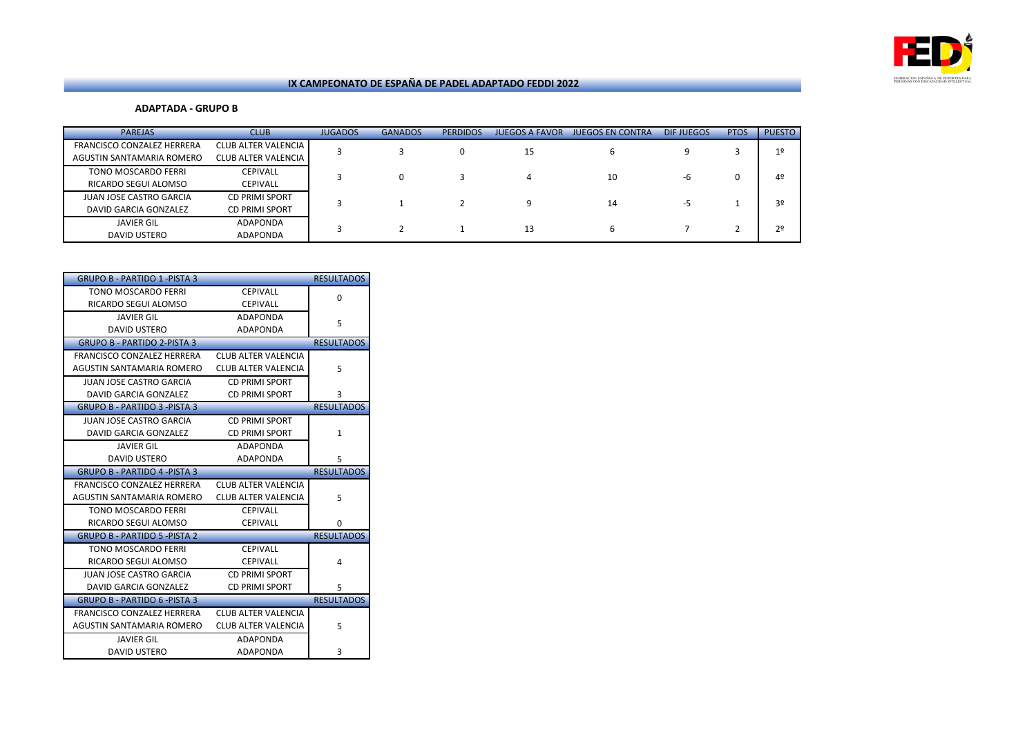## IX CAMPEONATO DE ESPAÑA DE PADEL ADAPTADO FEDDI 2022

### ADAPTADA - GRUPO B

| PAREJAS | CLUB | JUGADOS | GANADOS | PERDIDOS | JUEGOS A FAVOR | JUEGOS EN CONTRA | DIF JUEGOS | PTOS | PUESTO |
|---|---|---|---|---|---|---|---|---|---|
| FRANCISCO CONZALEZ HERRERA<br>AGUSTIN SANTAMARIA ROMERO | CLUB ALTER VALENCIA<br>CLUB ALTER VALENCIA | 3 | 3 | 0 | 15 | 6 | 9 | 3 | 1º |
| TONO MOSCARDO FERRI<br>RICARDO SEGUI ALOMSO | CEPIVALL<br>CEPIVALL | 3 | 0 | 3 | 4 | 10 | -6 | 0 | 4º |
| JUAN JOSE CASTRO GARCIA<br>DAVID GARCIA GONZALEZ | CD PRIMI SPORT<br>CD PRIMI SPORT | 3 | 1 | 2 | 9 | 14 | -5 | 1 | 3º |
| JAVIER GIL<br>DAVID USTERO | ADAPONDA<br>ADAPONDA | 3 | 2 | 1 | 13 | 6 | 7 | 2 | 2º |

| GRUPO B - PARTIDO 1 -PISTA 3 | | RESULTADOS |
|---|---|---|
| TONO MOSCARDO FERRI<br>RICARDO SEGUI ALOMSO | CEPIVALL<br>CEPIVALL | 0 |
| JAVIER GIL<br>DAVID USTERO | ADAPONDA<br>ADAPONDA | 5 |
| **GRUPO B - PARTIDO 2-PISTA 3** | | **RESULTADOS** |
| FRANCISCO CONZALEZ HERRERA<br>AGUSTIN SANTAMARIA ROMERO | CLUB ALTER VALENCIA<br>CLUB ALTER VALENCIA | 5 |
| JUAN JOSE CASTRO GARCIA<br>DAVID GARCIA GONZALEZ | CD PRIMI SPORT<br>CD PRIMI SPORT | 3 |
| **GRUPO B - PARTIDO 3 -PISTA 3** | | **RESULTADOS** |
| JUAN JOSE CASTRO GARCIA<br>DAVID GARCIA GONZALEZ | CD PRIMI SPORT<br>CD PRIMI SPORT | 1 |
| JAVIER GIL<br>DAVID USTERO | ADAPONDA<br>ADAPONDA | 5 |
| **GRUPO B - PARTIDO 4 -PISTA 3** | | **RESULTADOS** |
| FRANCISCO CONZALEZ HERRERA<br>AGUSTIN SANTAMARIA ROMERO | CLUB ALTER VALENCIA<br>CLUB ALTER VALENCIA | 5 |
| TONO MOSCARDO FERRI<br>RICARDO SEGUI ALOMSO | CEPIVALL<br>CEPIVALL | 0 |
| **GRUPO B - PARTIDO 5 -PISTA 2** | | **RESULTADOS** |
| TONO MOSCARDO FERRI<br>RICARDO SEGUI ALOMSO | CEPIVALL<br>CEPIVALL | 4 |
| JUAN JOSE CASTRO GARCIA<br>DAVID GARCIA GONZALEZ | CD PRIMI SPORT<br>CD PRIMI SPORT | 5 |
| **GRUPO B - PARTIDO 6 -PISTA 3** | | **RESULTADOS** |
| FRANCISCO CONZALEZ HERRERA<br>AGUSTIN SANTAMARIA ROMERO | CLUB ALTER VALENCIA<br>CLUB ALTER VALENCIA | 5 |
| JAVIER GIL<br>DAVID USTERO | ADAPONDA<br>ADAPONDA | 3 |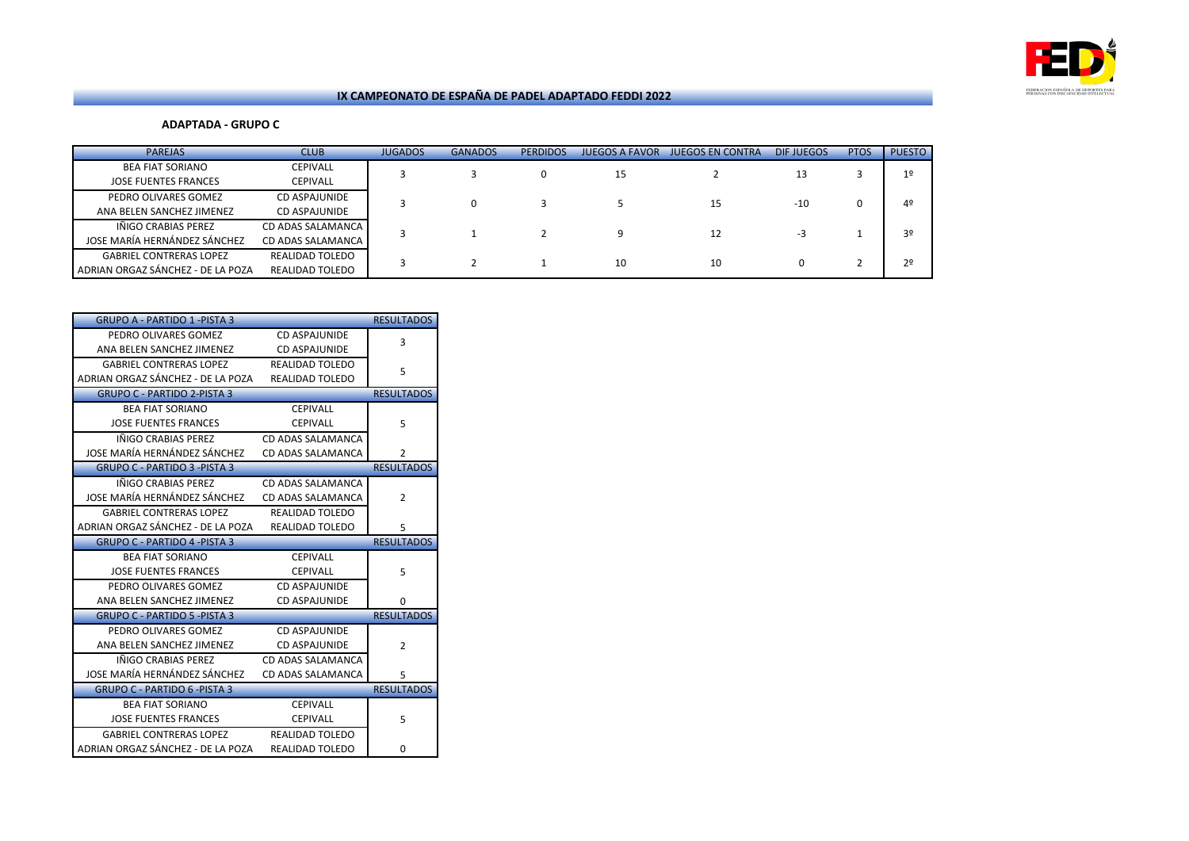# IX CAMPEONATO DE ESPAÑA DE PADEL ADAPTADO FEDDI 2022

## ADAPTADA - GRUPO C

| PAREJAS | CLUB | JUGADOS | GANADOS | PERDIDOS | JUEGOS A FAVOR | JUEGOS EN CONTRA | DIF JUEGOS | PTOS | PUESTO |
|---|---|---|---|---|---|---|---|---|---|
| BEA FIAT SORIANO<br>JOSE FUENTES FRANCES | CEPIVALL<br>CEPIVALL | 3 | 3 | 0 | 15 | 2 | 13 | 3 | 1º |
| PEDRO OLIVARES GOMEZ<br>ANA BELEN SANCHEZ JIMENEZ | CD ASPAJUNIDE<br>CD ASPAJUNIDE | 3 | 0 | 3 | 5 | 15 | -10 | 0 | 4º |
| IÑIGO CRABIAS PEREZ<br>JOSE MARÍA HERNÁNDEZ SÁNCHEZ | CD ADAS SALAMANCA<br>CD ADAS SALAMANCA | 3 | 1 | 2 | 9 | 12 | -3 | 1 | 3º |
| GABRIEL CONTRERAS LOPEZ<br>ADRIAN ORGAZ SÁNCHEZ - DE LA POZA | REALIDAD TOLEDO<br>REALIDAD TOLEDO | 3 | 2 | 1 | 10 | 10 | 0 | 2 | 2º |

| GRUPO A - PARTIDO 1 -PISTA 3 | | RESULTADOS |
|---|---|---|
| PEDRO OLIVARES GOMEZ | CD ASPAJUNIDE | 3 |
| ANA BELEN SANCHEZ JIMENEZ | CD ASPAJUNIDE | |
| GABRIEL CONTRERAS LOPEZ | REALIDAD TOLEDO | 5 |
| ADRIAN ORGAZ SÁNCHEZ - DE LA POZA | REALIDAD TOLEDO | |
| **GRUPO C - PARTIDO 2-PISTA 3** | | **RESULTADOS** |
| BEA FIAT SORIANO | CEPIVALL | |
| JOSE FUENTES FRANCES | CEPIVALL | 5 |
| IÑIGO CRABIAS PEREZ | CD ADAS SALAMANCA | |
| JOSE MARÍA HERNÁNDEZ SÁNCHEZ | CD ADAS SALAMANCA | 2 |
| **GRUPO C - PARTIDO 3 -PISTA 3** | | **RESULTADOS** |
| IÑIGO CRABIAS PEREZ | CD ADAS SALAMANCA | |
| JOSE MARÍA HERNÁNDEZ SÁNCHEZ | CD ADAS SALAMANCA | 2 |
| GABRIEL CONTRERAS LOPEZ | REALIDAD TOLEDO | |
| ADRIAN ORGAZ SÁNCHEZ - DE LA POZA | REALIDAD TOLEDO | 5 |
| **GRUPO C - PARTIDO 4 -PISTA 3** | | **RESULTADOS** |
| BEA FIAT SORIANO | CEPIVALL | |
| JOSE FUENTES FRANCES | CEPIVALL | 5 |
| PEDRO OLIVARES GOMEZ | CD ASPAJUNIDE | |
| ANA BELEN SANCHEZ JIMENEZ | CD ASPAJUNIDE | 0 |
| **GRUPO C - PARTIDO 5 -PISTA 3** | | **RESULTADOS** |
| PEDRO OLIVARES GOMEZ | CD ASPAJUNIDE | |
| ANA BELEN SANCHEZ JIMENEZ | CD ASPAJUNIDE | 2 |
| IÑIGO CRABIAS PEREZ | CD ADAS SALAMANCA | |
| JOSE MARÍA HERNÁNDEZ SÁNCHEZ | CD ADAS SALAMANCA | 5 |
| **GRUPO C - PARTIDO 6 -PISTA 3** | | **RESULTADOS** |
| BEA FIAT SORIANO | CEPIVALL | |
| JOSE FUENTES FRANCES | CEPIVALL | 5 |
| GABRIEL CONTRERAS LOPEZ | REALIDAD TOLEDO | |
| ADRIAN ORGAZ SÁNCHEZ - DE LA POZA | REALIDAD TOLEDO | 0 |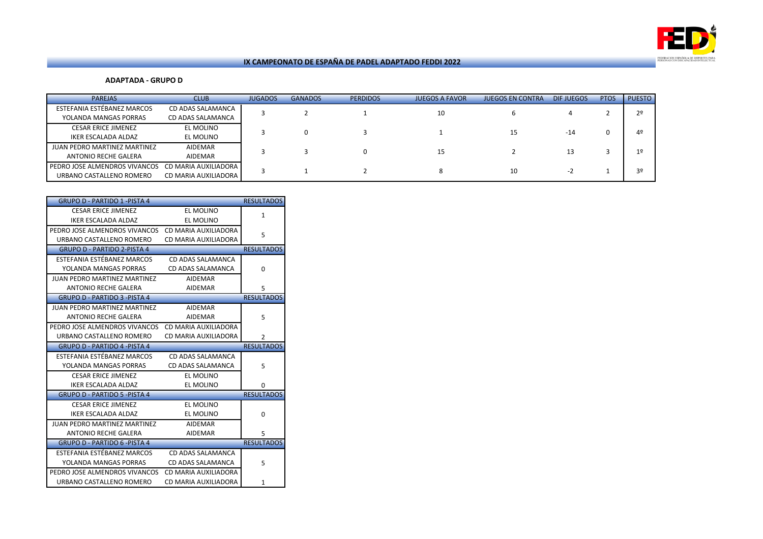## IX CAMPEONATO DE ESPAÑA DE PADEL ADAPTADO FEDDI 2022

### ADAPTADA - GRUPO D

| PAREJAS | CLUB | JUGADOS | GANADOS | PERDIDOS | JUEGOS A FAVOR | JUEGOS EN CONTRA | DIF JUEGOS | PTOS | PUESTO |
|---|---|---|---|---|---|---|---|---|---|
| ESTEFANIA ESTÉBANEZ MARCOS<br>YOLANDA MANGAS PORRAS | CD ADAS SALAMANCA<br>CD ADAS SALAMANCA | 3 | 2 | 1 | 10 | 6 | 4 | 2 | 2º |
| CESAR ERICE JIMENEZ<br>IKER ESCALADA ALDAZ | EL MOLINO<br>EL MOLINO | 3 | 0 | 3 | 1 | 15 | -14 | 0 | 4º |
| JUAN PEDRO MARTINEZ MARTINEZ<br>ANTONIO RECHE GALERA | AIDEMAR<br>AIDEMAR | 3 | 3 | 0 | 15 | 2 | 13 | 3 | 1º |
| PEDRO JOSE ALMENDROS VIVANCOS<br>URBANO CASTALLENO ROMERO | CD MARIA AUXILIADORA<br>CD MARIA AUXILIADORA | 3 | 1 | 2 | 8 | 10 | -2 | 1 | 3º |

| GRUPO D - PARTIDO 1 -PISTA 4 | | RESULTADOS |
|---|---|---|
| CESAR ERICE JIMENEZ<br>IKER ESCALADA ALDAZ | EL MOLINO<br>EL MOLINO | 1 |
| PEDRO JOSE ALMENDROS VIVANCOS<br>URBANO CASTALLENO ROMERO | CD MARIA AUXILIADORA<br>CD MARIA AUXILIADORA | 5 |
| **GRUPO D - PARTIDO 2-PISTA 4** | | **RESULTADOS** |
| ESTEFANIA ESTÉBANEZ MARCOS<br>YOLANDA MANGAS PORRAS | CD ADAS SALAMANCA<br>CD ADAS SALAMANCA | 0 |
| JUAN PEDRO MARTINEZ MARTINEZ<br>ANTONIO RECHE GALERA | AIDEMAR<br>AIDEMAR | 5 |
| **GRUPO D - PARTIDO 3 -PISTA 4** | | **RESULTADOS** |
| JUAN PEDRO MARTINEZ MARTINEZ<br>ANTONIO RECHE GALERA | AIDEMAR<br>AIDEMAR | 5 |
| PEDRO JOSE ALMENDROS VIVANCOS<br>URBANO CASTALLENO ROMERO | CD MARIA AUXILIADORA<br>CD MARIA AUXILIADORA | 2 |
| **GRUPO D - PARTIDO 4 -PISTA 4** | | **RESULTADOS** |
| ESTEFANIA ESTÉBANEZ MARCOS<br>YOLANDA MANGAS PORRAS | CD ADAS SALAMANCA<br>CD ADAS SALAMANCA | 5 |
| CESAR ERICE JIMENEZ<br>IKER ESCALADA ALDAZ | EL MOLINO<br>EL MOLINO | 0 |
| **GRUPO D - PARTIDO 5 -PISTA 4** | | **RESULTADOS** |
| CESAR ERICE JIMENEZ<br>IKER ESCALADA ALDAZ | EL MOLINO<br>EL MOLINO | 0 |
| JUAN PEDRO MARTINEZ MARTINEZ<br>ANTONIO RECHE GALERA | AIDEMAR<br>AIDEMAR | 5 |
| **GRUPO D - PARTIDO 6 -PISTA 4** | | **RESULTADOS** |
| ESTEFANIA ESTÉBANEZ MARCOS<br>YOLANDA MANGAS PORRAS | CD ADAS SALAMANCA<br>CD ADAS SALAMANCA | 5 |
| PEDRO JOSE ALMENDROS VIVANCOS<br>URBANO CASTALLENO ROMERO | CD MARIA AUXILIADORA<br>CD MARIA AUXILIADORA | 1 |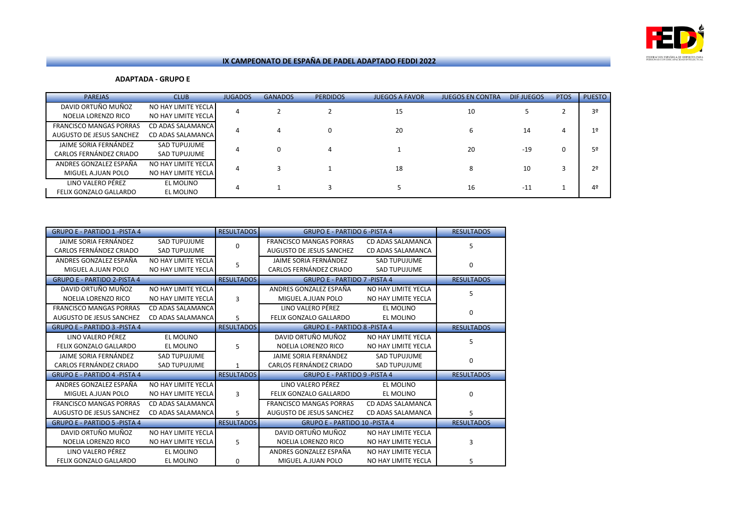# IX CAMPEONATO DE ESPAÑA DE PADEL ADAPTADO FEDDI 2022

## ADAPTADA - GRUPO E

| PAREJAS | CLUB | JUGADOS | GANADOS | PERDIDOS | JUEGOS A FAVOR | JUEGOS EN CONTRA | DIF JUEGOS | PTOS | PUESTO |
|---|---|---|---|---|---|---|---|---|---|
| DAVID ORTUÑO MUÑOZ<br>NOELIA LORENZO RICO | NO HAY LIMITE YECLA<br>NO HAY LIMITE YECLA | 4 | 2 | 2 | 15 | 10 | 5 | 2 | 3º |
| FRANCISCO MANGAS PORRAS<br>AUGUSTO DE JESUS SANCHEZ | CD ADAS SALAMANCA<br>CD ADAS SALAMANCA | 4 | 4 | 0 | 20 | 6 | 14 | 4 | 1º |
| JAIME SORIA FERNÁNDEZ<br>CARLOS FERNÁNDEZ CRIADO | SAD TUPUJUME<br>SAD TUPUJUME | 4 | 0 | 4 | 1 | 20 | -19 | 0 | 5º |
| ANDRES GONZALEZ ESPAÑA<br>MIGUEL A.JUAN POLO | NO HAY LIMITE YECLA<br>NO HAY LIMITE YECLA | 4 | 3 | 1 | 18 | 8 | 10 | 3 | 2º |
| LINO VALERO PÉREZ<br>FELIX GONZALO GALLARDO | EL MOLINO<br>EL MOLINO | 4 | 1 | 3 | 5 | 16 | -11 | 1 | 4º |

| GRUPO E - PARTIDO 1 -PISTA 4 | | RESULTADOS | GRUPO E - PARTIDO 6 -PISTA 4 | | RESULTADOS |
|---|---|---|---|---|---|
| JAIME SORIA FERNÁNDEZ<br>CARLOS FERNÁNDEZ CRIADO | SAD TUPUJUME<br>SAD TUPUJUME | 0 | FRANCISCO MANGAS PORRAS<br>AUGUSTO DE JESUS SANCHEZ | CD ADAS SALAMANCA<br>CD ADAS SALAMANCA | 5 |
| ANDRES GONZALEZ ESPAÑA<br>MIGUEL A.JUAN POLO | NO HAY LIMITE YECLA<br>NO HAY LIMITE YECLA | 5 | JAIME SORIA FERNÁNDEZ<br>CARLOS FERNÁNDEZ CRIADO | SAD TUPUJUME<br>SAD TUPUJUME | 0 |
| **GRUPO E - PARTIDO 2-PISTA 4** | | **RESULTADOS** | **GRUPO E - PARTIDO 7 -PISTA 4** | | **RESULTADOS** |
| DAVID ORTUÑO MUÑOZ<br>NOELIA LORENZO RICO | NO HAY LIMITE YECLA<br>NO HAY LIMITE YECLA | 3 | ANDRES GONZALEZ ESPAÑA<br>MIGUEL A.JUAN POLO | NO HAY LIMITE YECLA<br>NO HAY LIMITE YECLA | 5 |
| FRANCISCO MANGAS PORRAS<br>AUGUSTO DE JESUS SANCHEZ | CD ADAS SALAMANCA<br>CD ADAS SALAMANCA | 5 | LINO VALERO PÉREZ<br>FELIX GONZALO GALLARDO | EL MOLINO<br>EL MOLINO | 0 |
| **GRUPO E - PARTIDO 3 -PISTA 4** | | **RESULTADOS** | **GRUPO E - PARTIDO 8 -PISTA 4** | | **RESULTADOS** |
| LINO VALERO PÉREZ<br>FELIX GONZALO GALLARDO | EL MOLINO<br>EL MOLINO | 5 | DAVID ORTUÑO MUÑOZ<br>NOELIA LORENZO RICO | NO HAY LIMITE YECLA<br>NO HAY LIMITE YECLA | 5 |
| JAIME SORIA FERNÁNDEZ<br>CARLOS FERNÁNDEZ CRIADO | SAD TUPUJUME<br>SAD TUPUJUME | 1 | JAIME SORIA FERNÁNDEZ<br>CARLOS FERNÁNDEZ CRIADO | SAD TUPUJUME<br>SAD TUPUJUME | 0 |
| **GRUPO E - PARTIDO 4 -PISTA 4** | | **RESULTADOS** | **GRUPO E - PARTIDO 9 -PISTA 4** | | **RESULTADOS** |
| ANDRES GONZALEZ ESPAÑA<br>MIGUEL A.JUAN POLO | NO HAY LIMITE YECLA<br>NO HAY LIMITE YECLA | 3 | LINO VALERO PÉREZ<br>FELIX GONZALO GALLARDO | EL MOLINO<br>EL MOLINO | 0 |
| FRANCISCO MANGAS PORRAS<br>AUGUSTO DE JESUS SANCHEZ | CD ADAS SALAMANCA<br>CD ADAS SALAMANCA | 5 | FRANCISCO MANGAS PORRAS<br>AUGUSTO DE JESUS SANCHEZ | CD ADAS SALAMANCA<br>CD ADAS SALAMANCA | 5 |
| **GRUPO E - PARTIDO 5 -PISTA 4** | | **RESULTADOS** | **GRUPO E - PARTIDO 10 -PISTA 4** | | **RESULTADOS** |
| DAVID ORTUÑO MUÑOZ<br>NOELIA LORENZO RICO | NO HAY LIMITE YECLA<br>NO HAY LIMITE YECLA | 5 | DAVID ORTUÑO MUÑOZ<br>NOELIA LORENZO RICO | NO HAY LIMITE YECLA<br>NO HAY LIMITE YECLA | 3 |
| LINO VALERO PÉREZ<br>FELIX GONZALO GALLARDO | EL MOLINO<br>EL MOLINO | 0 | ANDRES GONZALEZ ESPAÑA<br>MIGUEL A.JUAN POLO | NO HAY LIMITE YECLA<br>NO HAY LIMITE YECLA | 5 |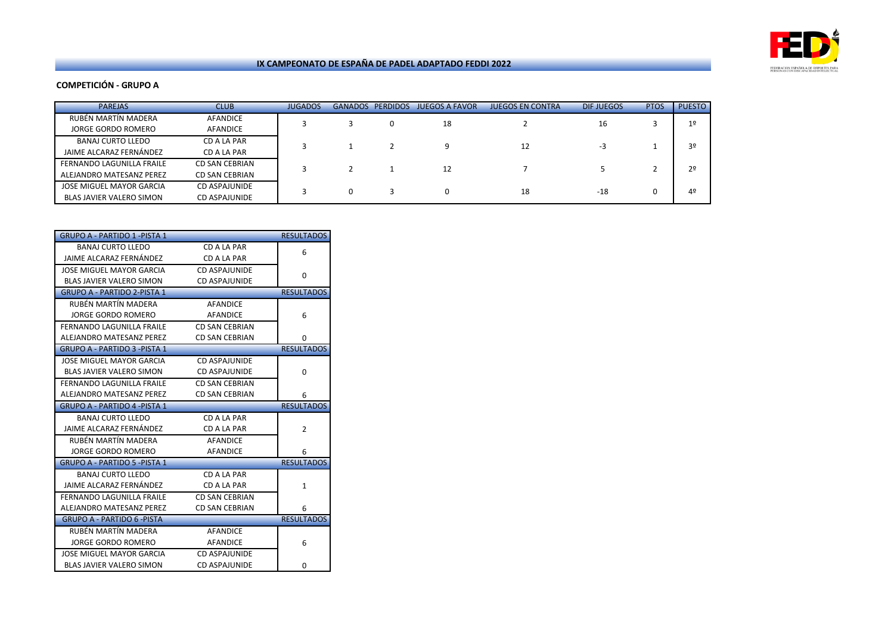## IX CAMPEONATO DE ESPAÑA DE PADEL ADAPTADO FEDDI 2022

### COMPETICIÓN - GRUPO A

| PAREJAS | CLUB | JUGADOS | GANADOS | PERDIDOS | JUEGOS A FAVOR | JUEGOS EN CONTRA | DIF JUEGOS | PTOS | PUESTO |
|---|---|---|---|---|---|---|---|---|---|
| RUBÉN MARTÍN MADERA<br>JORGE GORDO ROMERO | AFANDICE<br>AFANDICE | 3 | 3 | 0 | 18 | 2 | 16 | 3 | 1º |
| BANAJ CURTO LLEDO<br>JAIME ALCARAZ FERNÁNDEZ | CD A LA PAR<br>CD A LA PAR | 3 | 1 | 2 | 9 | 12 | -3 | 1 | 3º |
| FERNANDO LAGUNILLA FRAILE<br>ALEJANDRO MATESANZ PEREZ | CD SAN CEBRIAN<br>CD SAN CEBRIAN | 3 | 2 | 1 | 12 | 7 | 5 | 2 | 2º |
| JOSE MIGUEL MAYOR GARCIA<br>BLAS JAVIER VALERO SIMON | CD ASPAJUNIDE<br>CD ASPAJUNIDE | 3 | 0 | 3 | 0 | 18 | -18 | 0 | 4º |

| GRUPO A - PARTIDO 1 -PISTA 1 | | RESULTADOS |
|---|---|---|
| BANAJ CURTO LLEDO<br>JAIME ALCARAZ FERNÁNDEZ | CD A LA PAR<br>CD A LA PAR | 6 |
| JOSE MIGUEL MAYOR GARCIA<br>BLAS JAVIER VALERO SIMON | CD ASPAJUNIDE<br>CD ASPAJUNIDE | 0 |
| **GRUPO A - PARTIDO 2-PISTA 1** | | **RESULTADOS** |
| RUBÉN MARTÍN MADERA<br>JORGE GORDO ROMERO | AFANDICE<br>AFANDICE | 6 |
| FERNANDO LAGUNILLA FRAILE<br>ALEJANDRO MATESANZ PEREZ | CD SAN CEBRIAN<br>CD SAN CEBRIAN | 0 |
| **GRUPO A - PARTIDO 3 -PISTA 1** | | **RESULTADOS** |
| JOSE MIGUEL MAYOR GARCIA<br>BLAS JAVIER VALERO SIMON | CD ASPAJUNIDE<br>CD ASPAJUNIDE | 0 |
| FERNANDO LAGUNILLA FRAILE<br>ALEJANDRO MATESANZ PEREZ | CD SAN CEBRIAN<br>CD SAN CEBRIAN | 6 |
| **GRUPO A - PARTIDO 4 -PISTA 1** | | **RESULTADOS** |
| BANAJ CURTO LLEDO<br>JAIME ALCARAZ FERNÁNDEZ | CD A LA PAR<br>CD A LA PAR | 2 |
| RUBÉN MARTÍN MADERA<br>JORGE GORDO ROMERO | AFANDICE<br>AFANDICE | 6 |
| **GRUPO A - PARTIDO 5 -PISTA 1** | | **RESULTADOS** |
| BANAJ CURTO LLEDO<br>JAIME ALCARAZ FERNÁNDEZ | CD A LA PAR<br>CD A LA PAR | 1 |
| FERNANDO LAGUNILLA FRAILE<br>ALEJANDRO MATESANZ PEREZ | CD SAN CEBRIAN<br>CD SAN CEBRIAN | 6 |
| **GRUPO A - PARTIDO 6 -PISTA** | | **RESULTADOS** |
| RUBÉN MARTÍN MADERA<br>JORGE GORDO ROMERO | AFANDICE<br>AFANDICE | 6 |
| JOSE MIGUEL MAYOR GARCIA<br>BLAS JAVIER VALERO SIMON | CD ASPAJUNIDE<br>CD ASPAJUNIDE | 0 |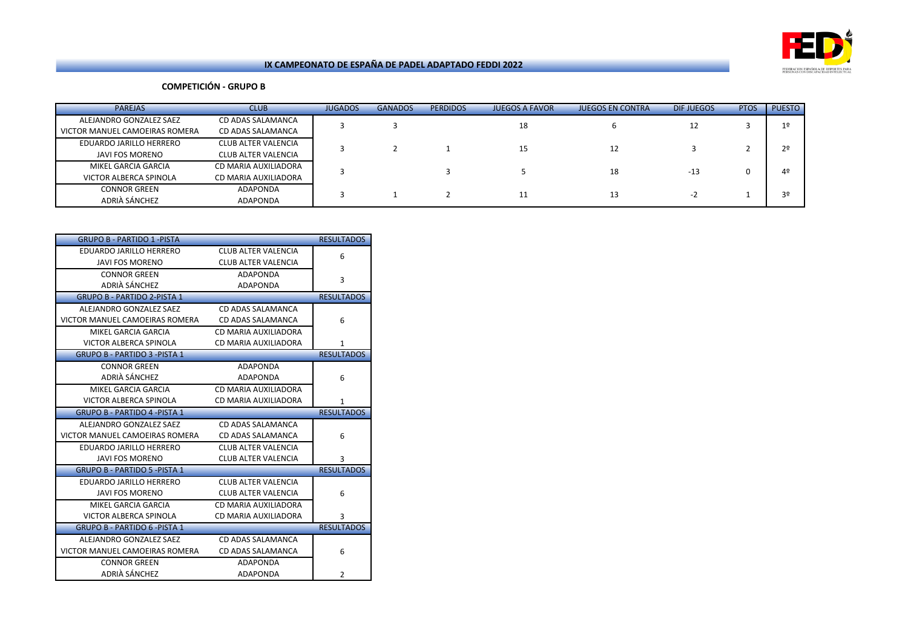# IX CAMPEONATO DE ESPAÑA DE PADEL ADAPTADO FEDDI 2022

## COMPETICIÓN - GRUPO B

| PAREJAS | CLUB | JUGADOS | GANADOS | PERDIDOS | JUEGOS A FAVOR | JUEGOS EN CONTRA | DIF JUEGOS | PTOS | PUESTO |
|---|---|---|---|---|---|---|---|---|---|
| ALEJANDRO GONZALEZ SAEZ<br>VICTOR MANUEL CAMOEIRAS ROMERA | CD ADAS SALAMANCA<br>CD ADAS SALAMANCA | 3 | 3 | | 18 | 6 | 12 | 3 | 1º |
| EDUARDO JARILLO HERRERO<br>JAVI FOS MORENO | CLUB ALTER VALENCIA<br>CLUB ALTER VALENCIA | 3 | 2 | 1 | 15 | 12 | 3 | 2 | 2º |
| MIKEL GARCIA GARCIA<br>VICTOR ALBERCA SPINOLA | CD MARIA AUXILIADORA<br>CD MARIA AUXILIADORA | 3 | | 3 | 5 | 18 | -13 | 0 | 4º |
| CONNOR GREEN<br>ADRIÀ SÁNCHEZ | ADAPONDA<br>ADAPONDA | 3 | 1 | 2 | 11 | 13 | -2 | 1 | 3º |

| GRUPO B - PARTIDO 1 -PISTA | | RESULTADOS |
|---|---|---|
| EDUARDO JARILLO HERRERO<br>JAVI FOS MORENO | CLUB ALTER VALENCIA<br>CLUB ALTER VALENCIA | 6 |
| CONNOR GREEN<br>ADRIÀ SÁNCHEZ | ADAPONDA<br>ADAPONDA | 3 |

| GRUPO B - PARTIDO 2-PISTA 1 | | RESULTADOS |
|---|---|---|
| ALEJANDRO GONZALEZ SAEZ<br>VICTOR MANUEL CAMOEIRAS ROMERA | CD ADAS SALAMANCA<br>CD ADAS SALAMANCA | 6 |
| MIKEL GARCIA GARCIA<br>VICTOR ALBERCA SPINOLA | CD MARIA AUXILIADORA<br>CD MARIA AUXILIADORA | 1 |

| GRUPO B - PARTIDO 3 -PISTA 1 | | RESULTADOS |
|---|---|---|
| CONNOR GREEN<br>ADRIÀ SÁNCHEZ | ADAPONDA<br>ADAPONDA | 6 |
| MIKEL GARCIA GARCIA<br>VICTOR ALBERCA SPINOLA | CD MARIA AUXILIADORA<br>CD MARIA AUXILIADORA | 1 |

| GRUPO B - PARTIDO 4 -PISTA 1 | | RESULTADOS |
|---|---|---|
| ALEJANDRO GONZALEZ SAEZ<br>VICTOR MANUEL CAMOEIRAS ROMERA | CD ADAS SALAMANCA<br>CD ADAS SALAMANCA | 6 |
| EDUARDO JARILLO HERRERO<br>JAVI FOS MORENO | CLUB ALTER VALENCIA<br>CLUB ALTER VALENCIA | 3 |

| GRUPO B - PARTIDO 5 -PISTA 1 | | RESULTADOS |
|---|---|---|
| EDUARDO JARILLO HERRERO<br>JAVI FOS MORENO | CLUB ALTER VALENCIA<br>CLUB ALTER VALENCIA | 6 |
| MIKEL GARCIA GARCIA<br>VICTOR ALBERCA SPINOLA | CD MARIA AUXILIADORA<br>CD MARIA AUXILIADORA | 3 |

| GRUPO B - PARTIDO 6 -PISTA 1 | | RESULTADOS |
|---|---|---|
| ALEJANDRO GONZALEZ SAEZ<br>VICTOR MANUEL CAMOEIRAS ROMERA | CD ADAS SALAMANCA<br>CD ADAS SALAMANCA | 6 |
| CONNOR GREEN<br>ADRIÀ SÁNCHEZ | ADAPONDA<br>ADAPONDA | 2 |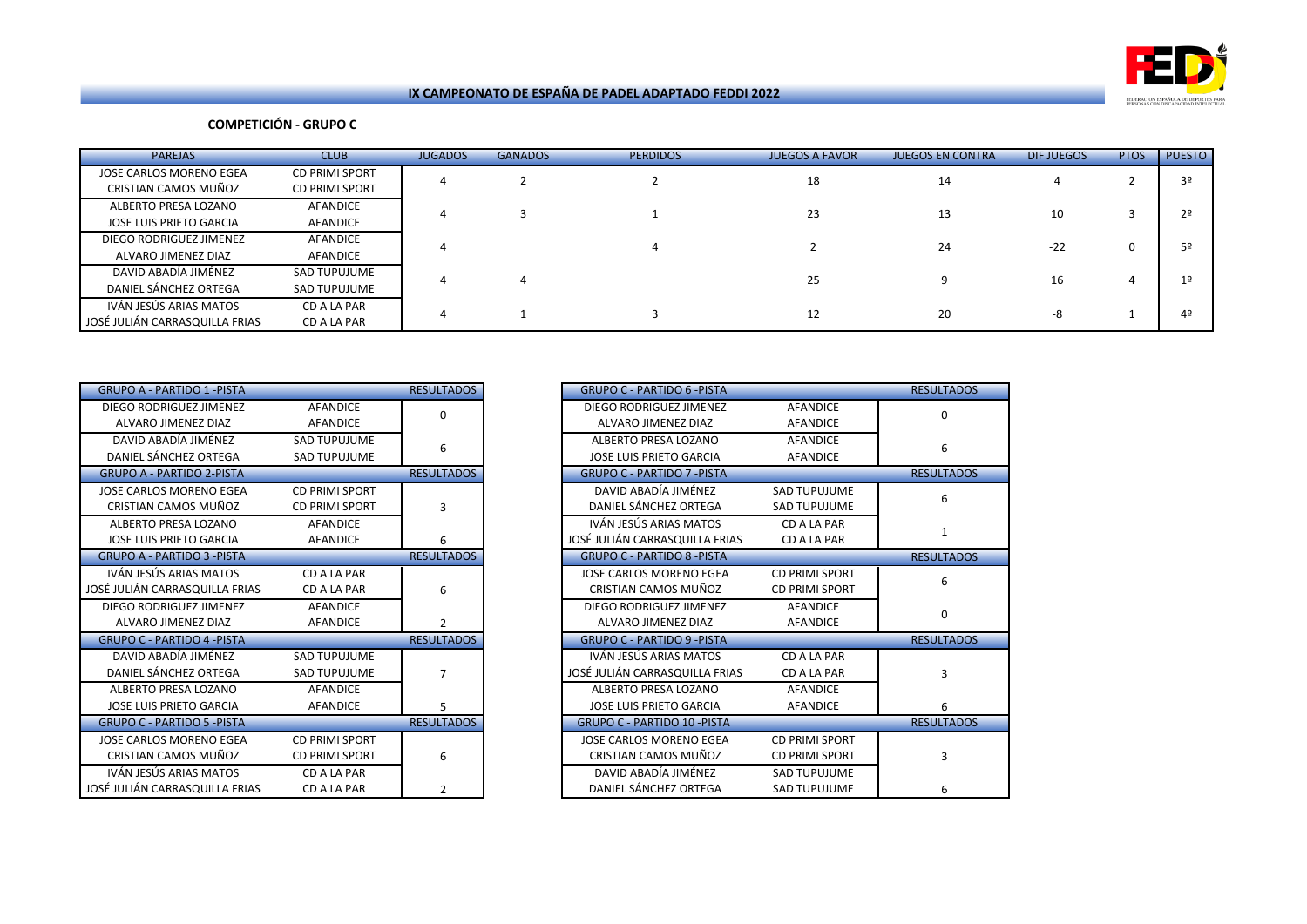## IX CAMPEONATO DE ESPAÑA DE PADEL ADAPTADO FEDDI 2022

### COMPETICIÓN - GRUPO C

| PAREJAS | CLUB | JUGADOS | GANADOS | PERDIDOS | JUEGOS A FAVOR | JUEGOS EN CONTRA | DIF JUEGOS | PTOS | PUESTO |
|---|---|---|---|---|---|---|---|---|---|
| JOSE CARLOS MORENO EGEA<br>CRISTIAN CAMOS MUÑOZ | CD PRIMI SPORT<br>CD PRIMI SPORT | 4 | 2 | 2 | 18 | 14 | 4 | 2 | 3º |
| ALBERTO PRESA LOZANO<br>JOSE LUIS PRIETO GARCIA | AFANDICE<br>AFANDICE | 4 | 3 | 1 | 23 | 13 | 10 | 3 | 2º |
| DIEGO RODRIGUEZ JIMENEZ<br>ALVARO JIMENEZ DIAZ | AFANDICE<br>AFANDICE | 4 | | 4 | 2 | 24 | -22 | 0 | 5º |
| DAVID ABADÍA JIMÉNEZ<br>DANIEL SÁNCHEZ ORTEGA | SAD TUPUJUME<br>SAD TUPUJUME | 4 | 4 | | 25 | 9 | 16 | 4 | 1º |
| IVÁN JESÚS ARIAS MATOS<br>JOSÉ JULIÁN CARRASQUILLA FRIAS | CD A LA PAR<br>CD A LA PAR | 4 | 1 | 3 | 12 | 20 | -8 | 1 | 4º |

| GRUPO A - PARTIDO 1 -PISTA | | RESULTADOS |
|---|---|---|
| DIEGO RODRIGUEZ JIMENEZ<br>ALVARO JIMENEZ DIAZ | AFANDICE<br>AFANDICE | 0 |
| DAVID ABADÍA JIMÉNEZ<br>DANIEL SÁNCHEZ ORTEGA | SAD TUPUJUME<br>SAD TUPUJUME | 6 |
| **GRUPO A - PARTIDO 2-PISTA** | | **RESULTADOS** |
| JOSE CARLOS MORENO EGEA<br>CRISTIAN CAMOS MUÑOZ | CD PRIMI SPORT<br>CD PRIMI SPORT | 3 |
| ALBERTO PRESA LOZANO<br>JOSE LUIS PRIETO GARCIA | AFANDICE<br>AFANDICE | 6 |
| **GRUPO A - PARTIDO 3 -PISTA** | | **RESULTADOS** |
| IVÁN JESÚS ARIAS MATOS<br>JOSÉ JULIÁN CARRASQUILLA FRIAS | CD A LA PAR<br>CD A LA PAR | 6 |
| DIEGO RODRIGUEZ JIMENEZ<br>ALVARO JIMENEZ DIAZ | AFANDICE<br>AFANDICE | 2 |
| **GRUPO C - PARTIDO 4 -PISTA** | | **RESULTADOS** |
| DAVID ABADÍA JIMÉNEZ<br>DANIEL SÁNCHEZ ORTEGA | SAD TUPUJUME<br>SAD TUPUJUME | 7 |
| ALBERTO PRESA LOZANO<br>JOSE LUIS PRIETO GARCIA | AFANDICE<br>AFANDICE | 5 |
| **GRUPO C - PARTIDO 5 -PISTA** | | **RESULTADOS** |
| JOSE CARLOS MORENO EGEA<br>CRISTIAN CAMOS MUÑOZ | CD PRIMI SPORT<br>CD PRIMI SPORT | 6 |
| IVÁN JESÚS ARIAS MATOS<br>JOSÉ JULIÁN CARRASQUILLA FRIAS | CD A LA PAR<br>CD A LA PAR | 2 |

| GRUPO C - PARTIDO 6 -PISTA | | RESULTADOS |
|---|---|---|
| DIEGO RODRIGUEZ JIMENEZ<br>ALVARO JIMENEZ DIAZ | AFANDICE<br>AFANDICE | 0 |
| ALBERTO PRESA LOZANO<br>JOSE LUIS PRIETO GARCIA | AFANDICE<br>AFANDICE | 6 |
| **GRUPO C - PARTIDO 7 -PISTA** | | **RESULTADOS** |
| DAVID ABADÍA JIMÉNEZ<br>DANIEL SÁNCHEZ ORTEGA | SAD TUPUJUME<br>SAD TUPUJUME | 6 |
| IVÁN JESÚS ARIAS MATOS<br>JOSÉ JULIÁN CARRASQUILLA FRIAS | CD A LA PAR<br>CD A LA PAR | 1 |
| **GRUPO C - PARTIDO 8 -PISTA** | | **RESULTADOS** |
| JOSE CARLOS MORENO EGEA<br>CRISTIAN CAMOS MUÑOZ | CD PRIMI SPORT<br>CD PRIMI SPORT | 6 |
| DIEGO RODRIGUEZ JIMENEZ<br>ALVARO JIMENEZ DIAZ | AFANDICE<br>AFANDICE | 0 |
| **GRUPO C - PARTIDO 9 -PISTA** | | **RESULTADOS** |
| IVÁN JESÚS ARIAS MATOS<br>JOSÉ JULIÁN CARRASQUILLA FRIAS | CD A LA PAR<br>CD A LA PAR | 3 |
| ALBERTO PRESA LOZANO<br>JOSE LUIS PRIETO GARCIA | AFANDICE<br>AFANDICE | 6 |
| **GRUPO C - PARTIDO 10 -PISTA** | | **RESULTADOS** |
| JOSE CARLOS MORENO EGEA<br>CRISTIAN CAMOS MUÑOZ | CD PRIMI SPORT<br>CD PRIMI SPORT | 3 |
| DAVID ABADÍA JIMÉNEZ<br>DANIEL SÁNCHEZ ORTEGA | SAD TUPUJUME<br>SAD TUPUJUME | 6 |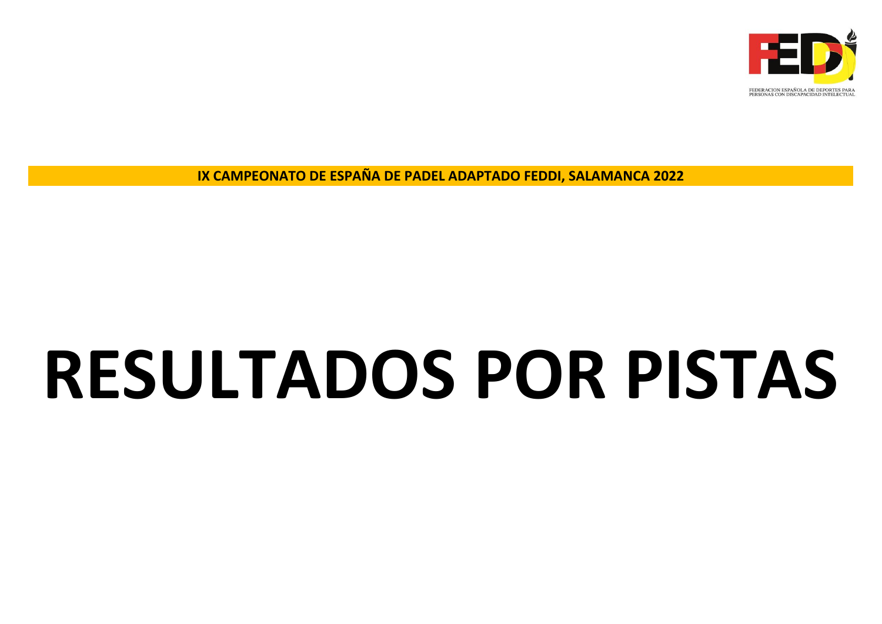FEDERACION ESPAÑOLA DE DEPORTES PARA PERSONAS CON DISCAPACIDAD INTELECTUAL

**IX CAMPEONATO DE ESPAÑA DE PADEL ADAPTADO FEDDI, SALAMANCA 2022**

# RESULTADOS POR PISTAS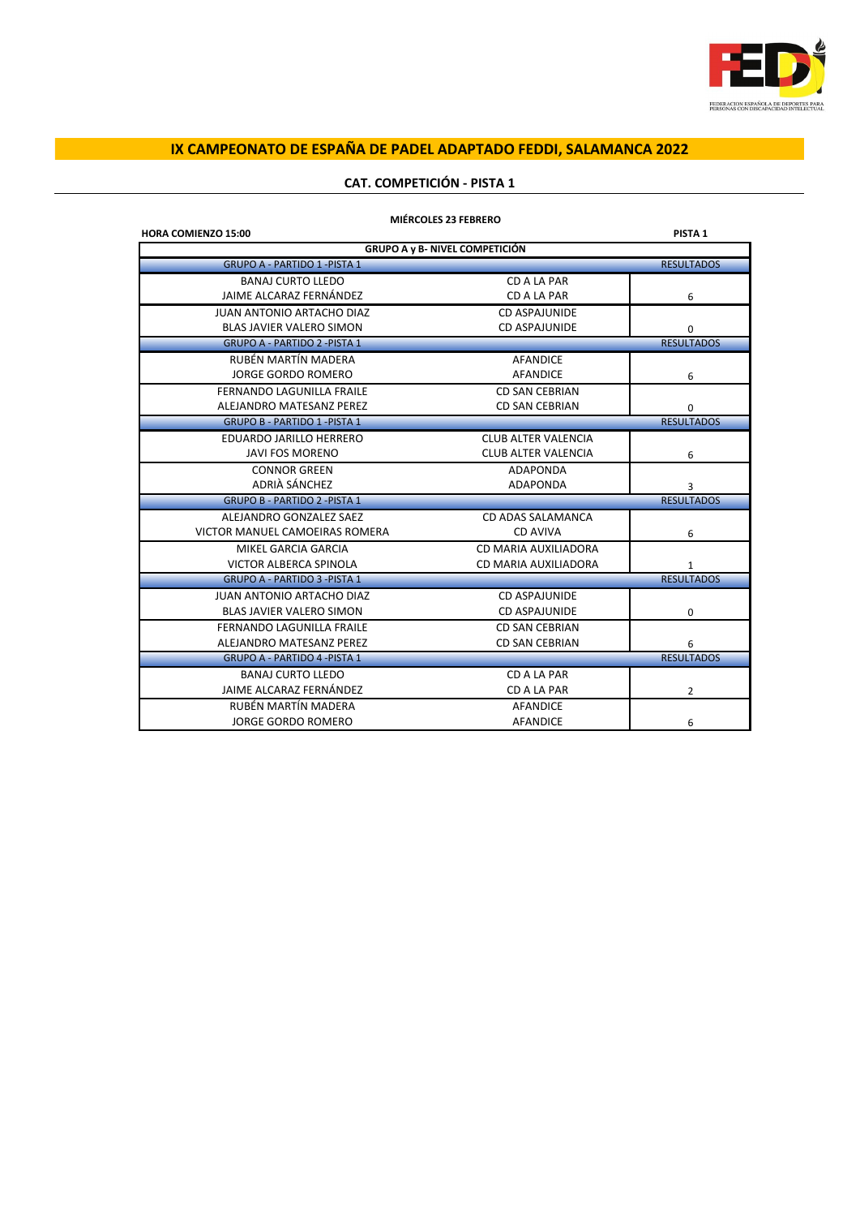# IX CAMPEONATO DE ESPAÑA DE PADEL ADAPTADO FEDDI, SALAMANCA 2022

## CAT. COMPETICIÓN - PISTA 1

**MIÉRCOLES 23 FEBRERO**

**HORA COMIENZO 15:00** | **PISTA 1**

| GRUPO A y B- NIVEL COMPETICIÓN | | |
|---|---|---|
| GRUPO A - PARTIDO 1 -PISTA 1 | | RESULTADOS |
| BANAJ CURTO LLEDO | CD A LA PAR | |
| JAIME ALCARAZ FERNÁNDEZ | CD A LA PAR | 6 |
| JUAN ANTONIO ARTACHO DIAZ | CD ASPAJUNIDE | |
| BLAS JAVIER VALERO SIMON | CD ASPAJUNIDE | 0 |
| GRUPO A - PARTIDO 2 -PISTA 1 | | RESULTADOS |
| RUBÉN MARTÍN MADERA | AFANDICE | |
| JORGE GORDO ROMERO | AFANDICE | 6 |
| FERNANDO LAGUNILLA FRAILE | CD SAN CEBRIAN | |
| ALEJANDRO MATESANZ PEREZ | CD SAN CEBRIAN | 0 |
| GRUPO B - PARTIDO 1 -PISTA 1 | | RESULTADOS |
| EDUARDO JARILLO HERRERO | CLUB ALTER VALENCIA | |
| JAVI FOS MORENO | CLUB ALTER VALENCIA | 6 |
| CONNOR GREEN | ADAPONDA | |
| ADRIÀ SÁNCHEZ | ADAPONDA | 3 |
| GRUPO B - PARTIDO 2 -PISTA 1 | | RESULTADOS |
| ALEJANDRO GONZALEZ SAEZ | CD ADAS SALAMANCA | |
| VICTOR MANUEL CAMOEIRAS ROMERA | CD AVIVA | 6 |
| MIKEL GARCIA GARCIA | CD MARIA AUXILIADORA | |
| VICTOR ALBERCA SPINOLA | CD MARIA AUXILIADORA | 1 |
| GRUPO A - PARTIDO 3 -PISTA 1 | | RESULTADOS |
| JUAN ANTONIO ARTACHO DIAZ | CD ASPAJUNIDE | |
| BLAS JAVIER VALERO SIMON | CD ASPAJUNIDE | 0 |
| FERNANDO LAGUNILLA FRAILE | CD SAN CEBRIAN | |
| ALEJANDRO MATESANZ PEREZ | CD SAN CEBRIAN | 6 |
| GRUPO A - PARTIDO 4 -PISTA 1 | | RESULTADOS |
| BANAJ CURTO LLEDO | CD A LA PAR | |
| JAIME ALCARAZ FERNÁNDEZ | CD A LA PAR | 2 |
| RUBÉN MARTÍN MADERA | AFANDICE | |
| JORGE GORDO ROMERO | AFANDICE | 6 |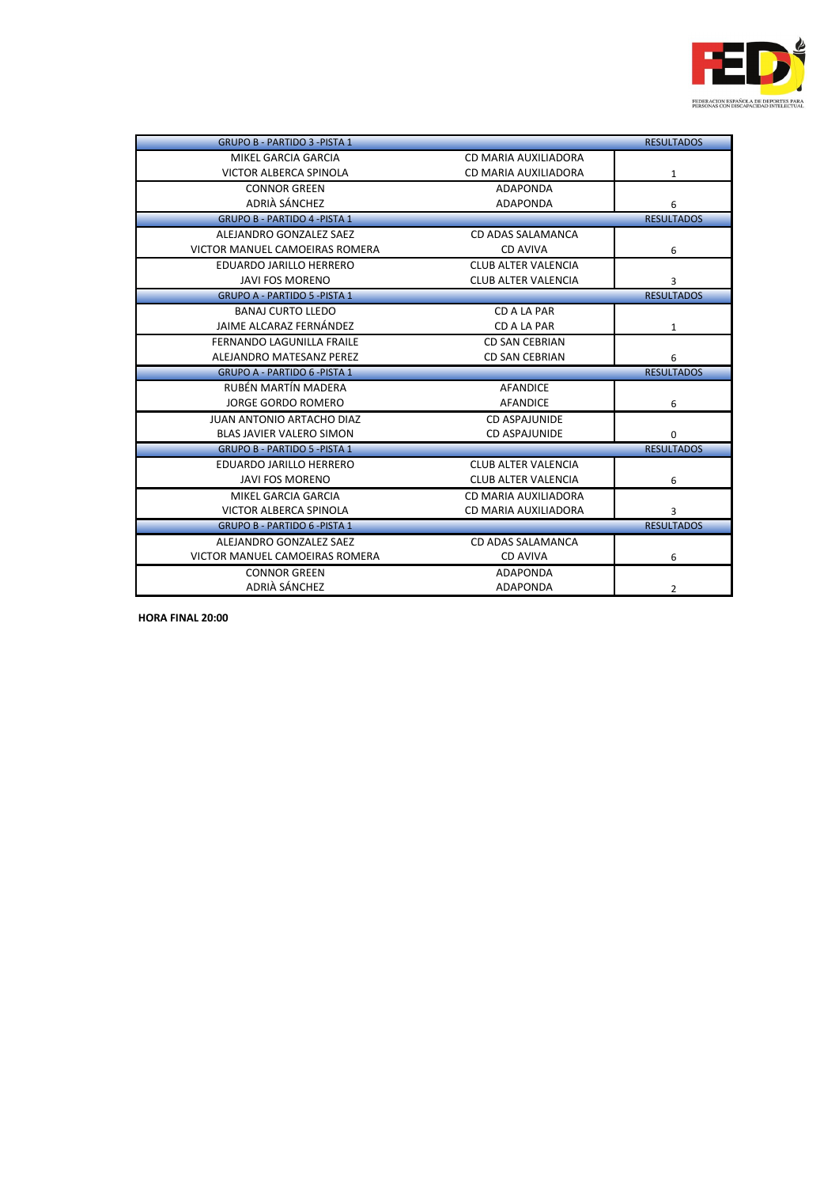| GRUPO B - PARTIDO 3 -PISTA 1 | | RESULTADOS |
|---|---|---|
| MIKEL GARCIA GARCIA | CD MARIA AUXILIADORA | |
| VICTOR ALBERCA SPINOLA | CD MARIA AUXILIADORA | 1 |
| CONNOR GREEN | ADAPONDA | |
| ADRIÀ SÁNCHEZ | ADAPONDA | 6 |
| **GRUPO B - PARTIDO 4 -PISTA 1** | | **RESULTADOS** |
| ALEJANDRO GONZALEZ SAEZ | CD ADAS SALAMANCA | |
| VICTOR MANUEL CAMOEIRAS ROMERA | CD AVIVA | 6 |
| EDUARDO JARILLO HERRERO | CLUB ALTER VALENCIA | |
| JAVI FOS MORENO | CLUB ALTER VALENCIA | 3 |
| **GRUPO A - PARTIDO 5 -PISTA 1** | | **RESULTADOS** |
| BANAJ CURTO LLEDO | CD A LA PAR | |
| JAIME ALCARAZ FERNÁNDEZ | CD A LA PAR | 1 |
| FERNANDO LAGUNILLA FRAILE | CD SAN CEBRIAN | |
| ALEJANDRO MATESANZ PEREZ | CD SAN CEBRIAN | 6 |
| **GRUPO A - PARTIDO 6 -PISTA 1** | | **RESULTADOS** |
| RUBÉN MARTÍN MADERA | AFANDICE | |
| JORGE GORDO ROMERO | AFANDICE | 6 |
| JUAN ANTONIO ARTACHO DIAZ | CD ASPAJUNIDE | |
| BLAS JAVIER VALERO SIMON | CD ASPAJUNIDE | 0 |
| **GRUPO B - PARTIDO 5 -PISTA 1** | | **RESULTADOS** |
| EDUARDO JARILLO HERRERO | CLUB ALTER VALENCIA | |
| JAVI FOS MORENO | CLUB ALTER VALENCIA | 6 |
| MIKEL GARCIA GARCIA | CD MARIA AUXILIADORA | |
| VICTOR ALBERCA SPINOLA | CD MARIA AUXILIADORA | 3 |
| **GRUPO B - PARTIDO 6 -PISTA 1** | | **RESULTADOS** |
| ALEJANDRO GONZALEZ SAEZ | CD ADAS SALAMANCA | |
| VICTOR MANUEL CAMOEIRAS ROMERA | CD AVIVA | 6 |
| CONNOR GREEN | ADAPONDA | |
| ADRIÀ SÁNCHEZ | ADAPONDA | 2 |

**HORA FINAL 20:00**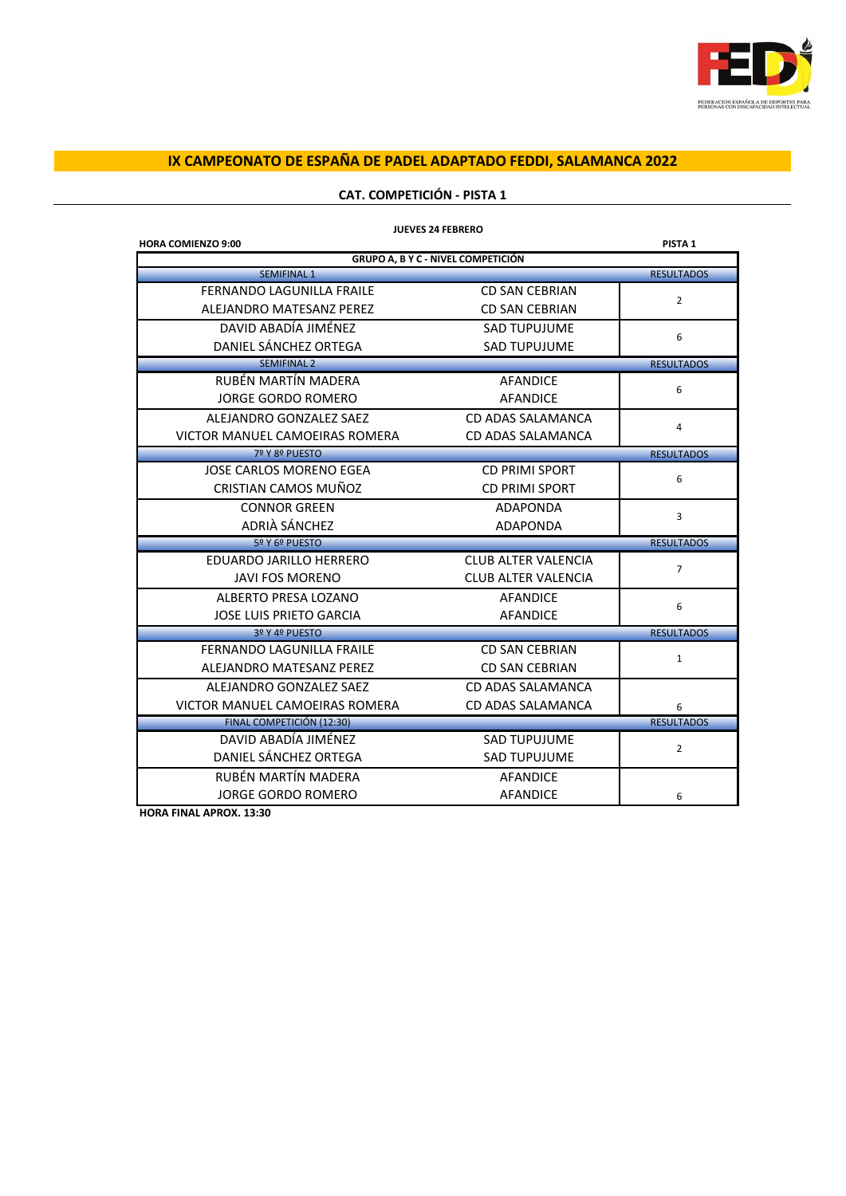## IX CAMPEONATO DE ESPAÑA DE PADEL ADAPTADO FEDDI, SALAMANCA 2022

### CAT. COMPETICIÓN - PISTA 1

**JUEVES 24 FEBRERO**

**HORA COMIENZO 9:00** **PISTA 1**

| GRUPO A, B Y C - NIVEL COMPETICIÓN | | |
|---|---|---|
| **SEMIFINAL 1** | | **RESULTADOS** |
| FERNANDO LAGUNILLA FRAILE | CD SAN CEBRIAN | 2 |
| ALEJANDRO MATESANZ PEREZ | CD SAN CEBRIAN | |
| DAVID ABADÍA JIMÉNEZ | SAD TUPUJUME | 6 |
| DANIEL SÁNCHEZ ORTEGA | SAD TUPUJUME | |
| **SEMIFINAL 2** | | **RESULTADOS** |
| RUBÉN MARTÍN MADERA | AFANDICE | 6 |
| JORGE GORDO ROMERO | AFANDICE | |
| ALEJANDRO GONZALEZ SAEZ | CD ADAS SALAMANCA | 4 |
| VICTOR MANUEL CAMOEIRAS ROMERA | CD ADAS SALAMANCA | |
| **7º Y 8º PUESTO** | | **RESULTADOS** |
| JOSE CARLOS MORENO EGEA | CD PRIMI SPORT | 6 |
| CRISTIAN CAMOS MUÑOZ | CD PRIMI SPORT | |
| CONNOR GREEN | ADAPONDA | 3 |
| ADRIÀ SÁNCHEZ | ADAPONDA | |
| **5º Y 6º PUESTO** | | **RESULTADOS** |
| EDUARDO JARILLO HERRERO | CLUB ALTER VALENCIA | 7 |
| JAVI FOS MORENO | CLUB ALTER VALENCIA | |
| ALBERTO PRESA LOZANO | AFANDICE | 6 |
| JOSE LUIS PRIETO GARCIA | AFANDICE | |
| **3º Y 4º PUESTO** | | **RESULTADOS** |
| FERNANDO LAGUNILLA FRAILE | CD SAN CEBRIAN | 1 |
| ALEJANDRO MATESANZ PEREZ | CD SAN CEBRIAN | |
| ALEJANDRO GONZALEZ SAEZ | CD ADAS SALAMANCA | 6 |
| VICTOR MANUEL CAMOEIRAS ROMERA | CD ADAS SALAMANCA | |
| **FINAL COMPETICIÓN (12:30)** | | **RESULTADOS** |
| DAVID ABADÍA JIMÉNEZ | SAD TUPUJUME | 2 |
| DANIEL SÁNCHEZ ORTEGA | SAD TUPUJUME | |
| RUBÉN MARTÍN MADERA | AFANDICE | 6 |
| JORGE GORDO ROMERO | AFANDICE | |

**HORA FINAL APROX. 13:30**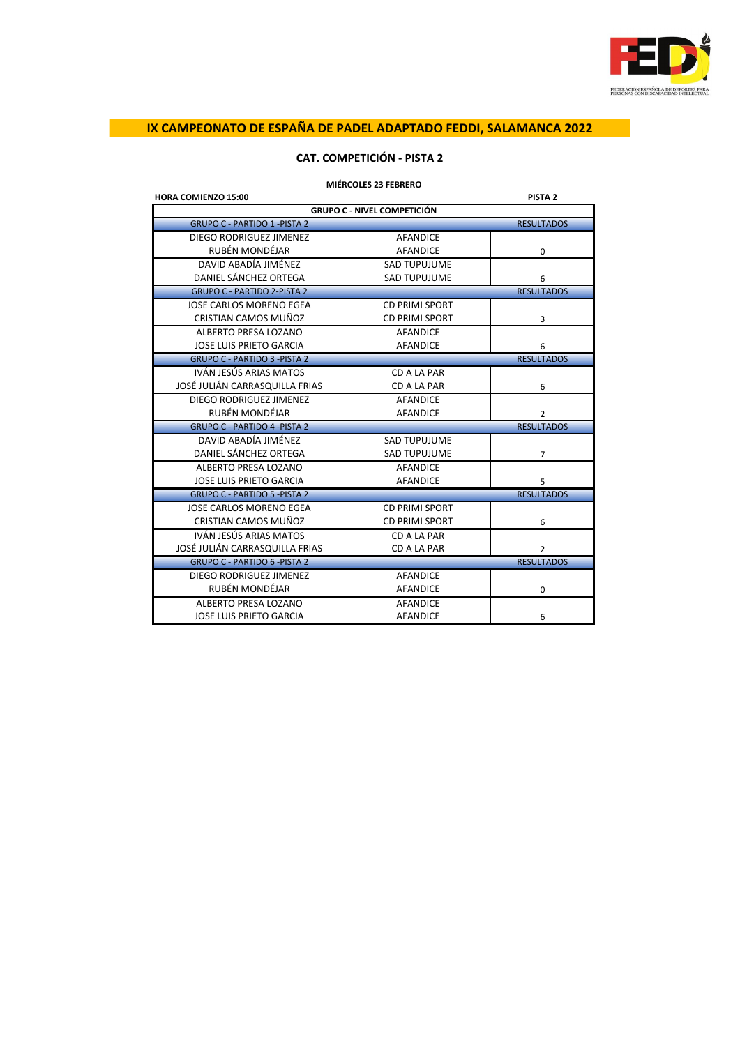FEDERACIÓN ESPAÑOLA DE DEPORTES PARA PERSONAS CON DISCAPACIDAD INTELECTUAL

# IX CAMPEONATO DE ESPAÑA DE PADEL ADAPTADO FEDDI, SALAMANCA 2022

## CAT. COMPETICIÓN - PISTA 2

**MIÉRCOLES 23 FEBRERO**

**HORA COMIENZO 15:00** **PISTA 2**

| GRUPO C - NIVEL COMPETICIÓN | | |
|---|---|---|
| GRUPO C - PARTIDO 1 -PISTA 2 | | RESULTADOS |
| DIEGO RODRIGUEZ JIMENEZ | AFANDICE | |
| RUBÉN MONDÉJAR | AFANDICE | 0 |
| DAVID ABADÍA JIMÉNEZ | SAD TUPUJUME | |
| DANIEL SÁNCHEZ ORTEGA | SAD TUPUJUME | 6 |
| GRUPO C - PARTIDO 2-PISTA 2 | | RESULTADOS |
| JOSE CARLOS MORENO EGEA | CD PRIMI SPORT | |
| CRISTIAN CAMOS MUÑOZ | CD PRIMI SPORT | 3 |
| ALBERTO PRESA LOZANO | AFANDICE | |
| JOSE LUIS PRIETO GARCIA | AFANDICE | 6 |
| GRUPO C - PARTIDO 3 -PISTA 2 | | RESULTADOS |
| IVÁN JESÚS ARIAS MATOS | CD A LA PAR | |
| JOSÉ JULIÁN CARRASQUILLA FRIAS | CD A LA PAR | 6 |
| DIEGO RODRIGUEZ JIMENEZ | AFANDICE | |
| RUBÉN MONDÉJAR | AFANDICE | 2 |
| GRUPO C - PARTIDO 4 -PISTA 2 | | RESULTADOS |
| DAVID ABADÍA JIMÉNEZ | SAD TUPUJUME | |
| DANIEL SÁNCHEZ ORTEGA | SAD TUPUJUME | 7 |
| ALBERTO PRESA LOZANO | AFANDICE | |
| JOSE LUIS PRIETO GARCIA | AFANDICE | 5 |
| GRUPO C - PARTIDO 5 -PISTA 2 | | RESULTADOS |
| JOSE CARLOS MORENO EGEA | CD PRIMI SPORT | |
| CRISTIAN CAMOS MUÑOZ | CD PRIMI SPORT | 6 |
| IVÁN JESÚS ARIAS MATOS | CD A LA PAR | |
| JOSÉ JULIÁN CARRASQUILLA FRIAS | CD A LA PAR | 2 |
| GRUPO C - PARTIDO 6 -PISTA 2 | | RESULTADOS |
| DIEGO RODRIGUEZ JIMENEZ | AFANDICE | |
| RUBÉN MONDÉJAR | AFANDICE | 0 |
| ALBERTO PRESA LOZANO | AFANDICE | |
| JOSE LUIS PRIETO GARCIA | AFANDICE | 6 |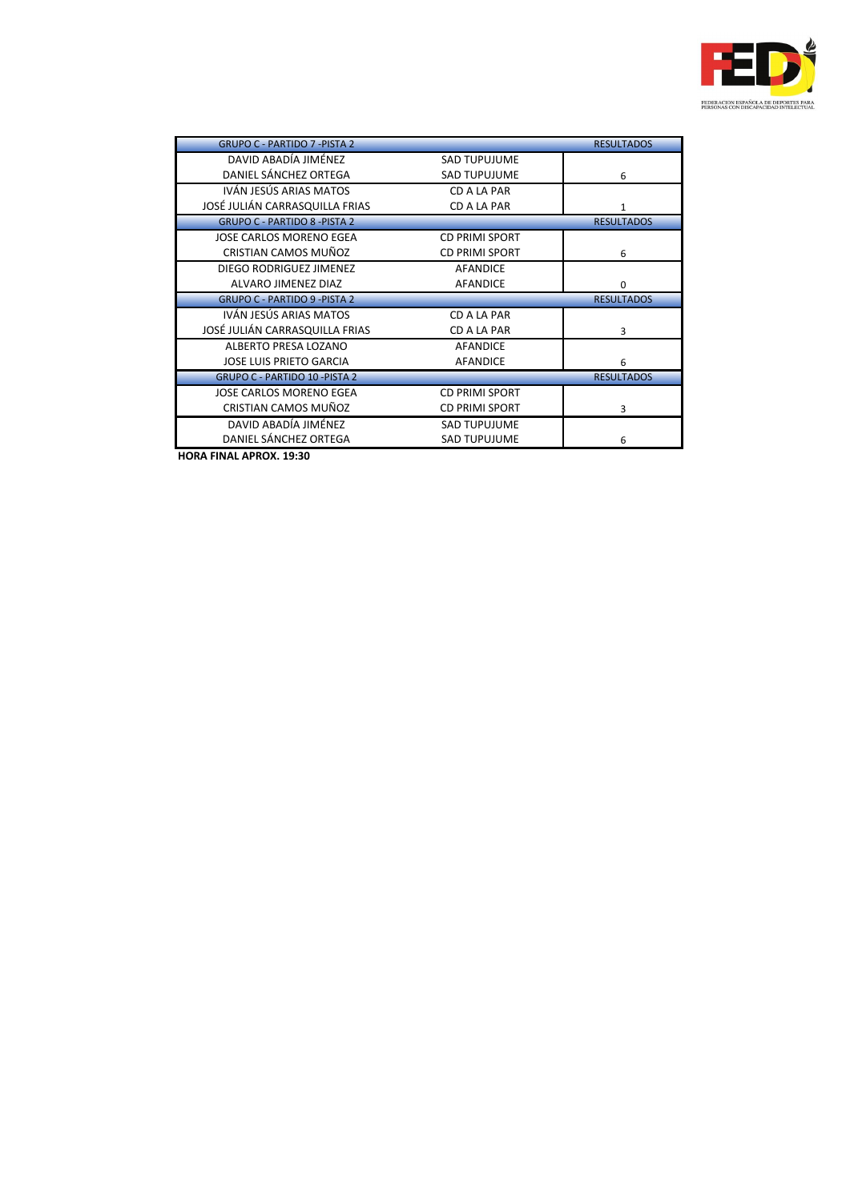| GRUPO C - PARTIDO 7 -PISTA 2 | | RESULTADOS |
|---|---|---|
| DAVID ABADÍA JIMÉNEZ | SAD TUPUJUME | |
| DANIEL SÁNCHEZ ORTEGA | SAD TUPUJUME | 6 |
| IVÁN JESÚS ARIAS MATOS | CD A LA PAR | |
| JOSÉ JULIÁN CARRASQUILLA FRIAS | CD A LA PAR | 1 |
| GRUPO C - PARTIDO 8 -PISTA 2 | | RESULTADOS |
| JOSE CARLOS MORENO EGEA | CD PRIMI SPORT | |
| CRISTIAN CAMOS MUÑOZ | CD PRIMI SPORT | 6 |
| DIEGO RODRIGUEZ JIMENEZ | AFANDICE | |
| ALVARO JIMENEZ DIAZ | AFANDICE | 0 |
| GRUPO C - PARTIDO 9 -PISTA 2 | | RESULTADOS |
| IVÁN JESÚS ARIAS MATOS | CD A LA PAR | |
| JOSÉ JULIÁN CARRASQUILLA FRIAS | CD A LA PAR | 3 |
| ALBERTO PRESA LOZANO | AFANDICE | |
| JOSE LUIS PRIETO GARCIA | AFANDICE | 6 |
| GRUPO C - PARTIDO 10 -PISTA 2 | | RESULTADOS |
| JOSE CARLOS MORENO EGEA | CD PRIMI SPORT | |
| CRISTIAN CAMOS MUÑOZ | CD PRIMI SPORT | 3 |
| DAVID ABADÍA JIMÉNEZ | SAD TUPUJUME | |
| DANIEL SÁNCHEZ ORTEGA | SAD TUPUJUME | 6 |

**HORA FINAL APROX. 19:30**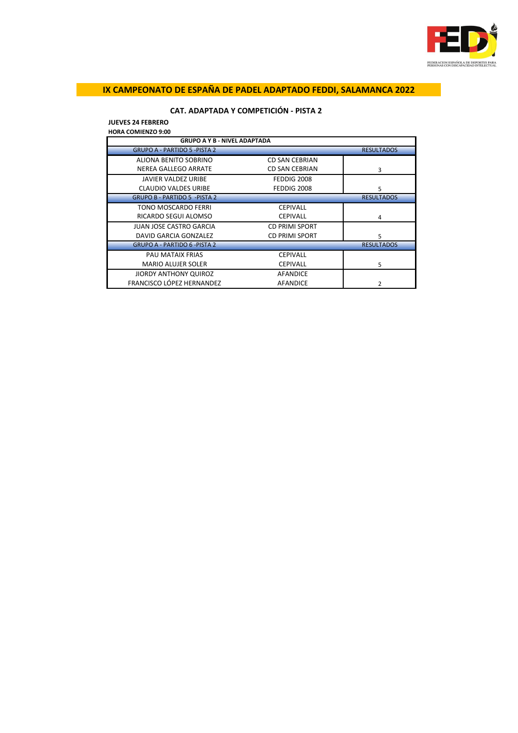# IX CAMPEONATO DE ESPAÑA DE PADEL ADAPTADO FEDDI, SALAMANCA 2022

## CAT. ADAPTADA Y COMPETICIÓN - PISTA 2

**JUEVES 24 FEBRERO**

**HORA COMIENZO 9:00**

| GRUPO A Y B - NIVEL ADAPTADA | | |
|---|---|---|
| GRUPO A - PARTIDO 5 -PISTA 2 | | RESULTADOS |
| ALIONA BENITO SOBRINO | CD SAN CEBRIAN | |
| NEREA GALLEGO ARRATE | CD SAN CEBRIAN | 3 |
| JAVIER VALDEZ URIBE | FEDDIG 2008 | |
| CLAUDIO VALDES URIBE | FEDDIG 2008 | 5 |
| GRUPO B - PARTIDO 5 -PISTA 2 | | RESULTADOS |
| TONO MOSCARDO FERRI | CEPIVALL | |
| RICARDO SEGUI ALOMSO | CEPIVALL | 4 |
| JUAN JOSE CASTRO GARCIA | CD PRIMI SPORT | |
| DAVID GARCIA GONZALEZ | CD PRIMI SPORT | 5 |
| GRUPO A - PARTIDO 6 -PISTA 2 | | RESULTADOS |
| PAU MATAIX FRIAS | CEPIVALL | |
| MARIO ALUJER SOLER | CEPIVALL | 5 |
| JIORDY ANTHONY QUIROZ | AFANDICE | |
| FRANCISCO LÓPEZ HERNANDEZ | AFANDICE | 2 |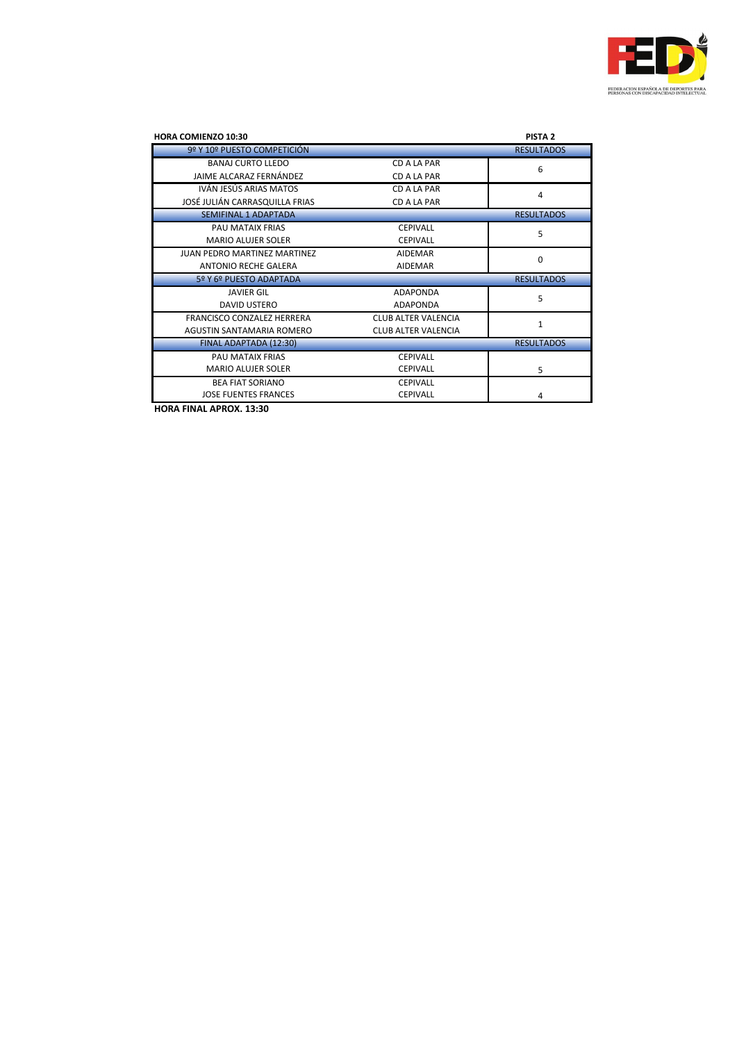**HORA COMIENZO 10:30** **PISTA 2**

| 9º Y 10º PUESTO COMPETICIÓN | | RESULTADOS |
|---|---|---|
| BANAJ CURTO LLEDO | CD A LA PAR | 6 |
| JAIME ALCARAZ FERNÁNDEZ | CD A LA PAR | |
| IVÁN JESÚS ARIAS MATOS | CD A LA PAR | 4 |
| JOSÉ JULIÁN CARRASQUILLA FRIAS | CD A LA PAR | |
| **SEMIFINAL 1 ADAPTADA** | | **RESULTADOS** |
| PAU MATAIX FRIAS | CEPIVALL | 5 |
| MARIO ALUJER SOLER | CEPIVALL | |
| JUAN PEDRO MARTINEZ MARTINEZ | AIDEMAR | 0 |
| ANTONIO RECHE GALERA | AIDEMAR | |
| **5º Y 6º PUESTO ADAPTADA** | | **RESULTADOS** |
| JAVIER GIL | ADAPONDA | 5 |
| DAVID USTERO | ADAPONDA | |
| FRANCISCO CONZALEZ HERRERA | CLUB ALTER VALENCIA | 1 |
| AGUSTIN SANTAMARIA ROMERO | CLUB ALTER VALENCIA | |
| **FINAL ADAPTADA (12:30)** | | **RESULTADOS** |
| PAU MATAIX FRIAS | CEPIVALL | |
| MARIO ALUJER SOLER | CEPIVALL | 5 |
| BEA FIAT SORIANO | CEPIVALL | |
| JOSE FUENTES FRANCES | CEPIVALL | 4 |

**HORA FINAL APROX. 13:30**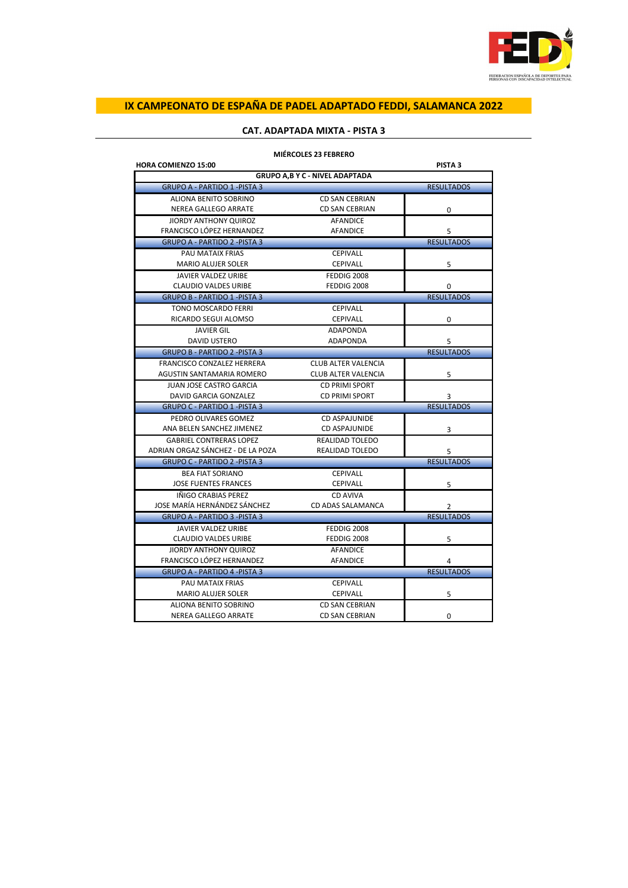# IX CAMPEONATO DE ESPAÑA DE PADEL ADAPTADO FEDDI, SALAMANCA 2022

## CAT. ADAPTADA MIXTA - PISTA 3

**MIÉRCOLES 23 FEBRERO**

**HORA COMIENZO 15:00** | **PISTA 3**

| GRUPO A,B Y C - NIVEL ADAPTADA | | |
|---|---|---|
| **GRUPO A - PARTIDO 1 -PISTA 3** | | **RESULTADOS** |
| ALIONA BENITO SOBRINO | CD SAN CEBRIAN | |
| NEREA GALLEGO ARRATE | CD SAN CEBRIAN | 0 |
| JIORDY ANTHONY QUIROZ | AFANDICE | |
| FRANCISCO LÓPEZ HERNANDEZ | AFANDICE | 5 |
| **GRUPO A - PARTIDO 2 -PISTA 3** | | **RESULTADOS** |
| PAU MATAIX FRIAS | CEPIVALL | |
| MARIO ALUJER SOLER | CEPIVALL | 5 |
| JAVIER VALDEZ URIBE | FEDDIG 2008 | |
| CLAUDIO VALDES URIBE | FEDDIG 2008 | 0 |
| **GRUPO B - PARTIDO 1 -PISTA 3** | | **RESULTADOS** |
| TONO MOSCARDO FERRI | CEPIVALL | |
| RICARDO SEGUI ALOMSO | CEPIVALL | 0 |
| JAVIER GIL | ADAPONDA | |
| DAVID USTERO | ADAPONDA | 5 |
| **GRUPO B - PARTIDO 2 -PISTA 3** | | **RESULTADOS** |
| FRANCISCO CONZALEZ HERRERA | CLUB ALTER VALENCIA | |
| AGUSTIN SANTAMARIA ROMERO | CLUB ALTER VALENCIA | 5 |
| JUAN JOSE CASTRO GARCIA | CD PRIMI SPORT | |
| DAVID GARCIA GONZALEZ | CD PRIMI SPORT | 3 |
| **GRUPO C - PARTIDO 1 -PISTA 3** | | **RESULTADOS** |
| PEDRO OLIVARES GOMEZ | CD ASPAJUNIDE | |
| ANA BELEN SANCHEZ JIMENEZ | CD ASPAJUNIDE | 3 |
| GABRIEL CONTRERAS LOPEZ | REALIDAD TOLEDO | |
| ADRIAN ORGAZ SÁNCHEZ - DE LA POZA | REALIDAD TOLEDO | 5 |
| **GRUPO C - PARTIDO 2 -PISTA 3** | | **RESULTADOS** |
| BEA FIAT SORIANO | CEPIVALL | |
| JOSE FUENTES FRANCES | CEPIVALL | 5 |
| IÑIGO CRABIAS PEREZ | CD AVIVA | |
| JOSE MARÍA HERNÁNDEZ SÁNCHEZ | CD ADAS SALAMANCA | 2 |
| **GRUPO A - PARTIDO 3 -PISTA 3** | | **RESULTADOS** |
| JAVIER VALDEZ URIBE | FEDDIG 2008 | |
| CLAUDIO VALDES URIBE | FEDDIG 2008 | 5 |
| JIORDY ANTHONY QUIROZ | AFANDICE | |
| FRANCISCO LÓPEZ HERNANDEZ | AFANDICE | 4 |
| **GRUPO A - PARTIDO 4 -PISTA 3** | | **RESULTADOS** |
| PAU MATAIX FRIAS | CEPIVALL | |
| MARIO ALUJER SOLER | CEPIVALL | 5 |
| ALIONA BENITO SOBRINO | CD SAN CEBRIAN | |
| NEREA GALLEGO ARRATE | CD SAN CEBRIAN | 0 |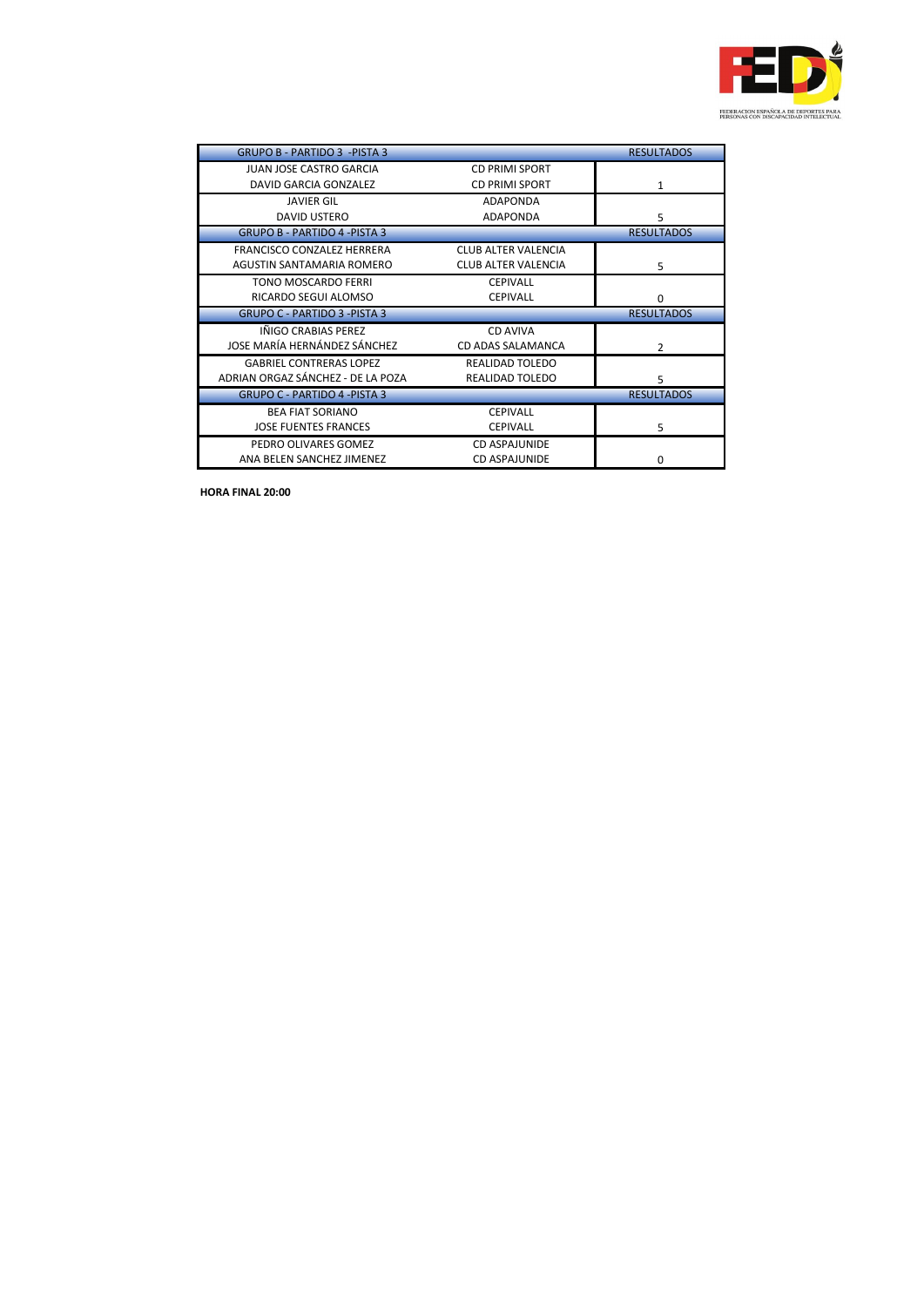| GRUPO B - PARTIDO 3 -PISTA 3 | | RESULTADOS |
|---|---|---|
| JUAN JOSE CASTRO GARCIA | CD PRIMI SPORT | |
| DAVID GARCIA GONZALEZ | CD PRIMI SPORT | 1 |
| JAVIER GIL | ADAPONDA | |
| DAVID USTERO | ADAPONDA | 5 |
| **GRUPO B - PARTIDO 4 -PISTA 3** | | **RESULTADOS** |
| FRANCISCO CONZALEZ HERRERA | CLUB ALTER VALENCIA | |
| AGUSTIN SANTAMARIA ROMERO | CLUB ALTER VALENCIA | 5 |
| TONO MOSCARDO FERRI | CEPIVALL | |
| RICARDO SEGUI ALOMSO | CEPIVALL | 0 |
| **GRUPO C - PARTIDO 3 -PISTA 3** | | **RESULTADOS** |
| IÑIGO CRABIAS PEREZ | CD AVIVA | |
| JOSE MARÍA HERNÁNDEZ SÁNCHEZ | CD ADAS SALAMANCA | 2 |
| GABRIEL CONTRERAS LOPEZ | REALIDAD TOLEDO | |
| ADRIAN ORGAZ SÁNCHEZ - DE LA POZA | REALIDAD TOLEDO | 5 |
| **GRUPO C - PARTIDO 4 -PISTA 3** | | **RESULTADOS** |
| BEA FIAT SORIANO | CEPIVALL | |
| JOSE FUENTES FRANCES | CEPIVALL | 5 |
| PEDRO OLIVARES GOMEZ | CD ASPAJUNIDE | |
| ANA BELEN SANCHEZ JIMENEZ | CD ASPAJUNIDE | 0 |

**HORA FINAL 20:00**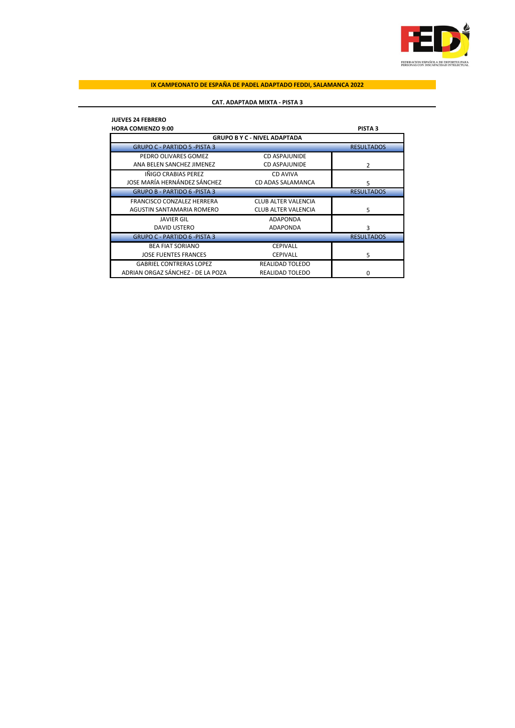**IX CAMPEONATO DE ESPAÑA DE PADEL ADAPTADO FEDDI, SALAMANCA 2022**

**CAT. ADAPTADA MIXTA - PISTA 3**

**JUEVES 24 FEBRERO**
**HORA COMIENZO 9:00** **PISTA 3**

| GRUPO B Y C - NIVEL ADAPTADA | | |
|---|---|---|
| GRUPO C - PARTIDO 5 -PISTA 3 | | RESULTADOS |
| PEDRO OLIVARES GOMEZ | CD ASPAJUNIDE | |
| ANA BELEN SANCHEZ JIMENEZ | CD ASPAJUNIDE | 2 |
| IÑIGO CRABIAS PEREZ | CD AVIVA | |
| JOSE MARÍA HERNÁNDEZ SÁNCHEZ | CD ADAS SALAMANCA | 5 |
| GRUPO B - PARTIDO 6 -PISTA 3 | | RESULTADOS |
| FRANCISCO CONZALEZ HERRERA | CLUB ALTER VALENCIA | |
| AGUSTIN SANTAMARIA ROMERO | CLUB ALTER VALENCIA | 5 |
| JAVIER GIL | ADAPONDA | |
| DAVID USTERO | ADAPONDA | 3 |
| GRUPO C - PARTIDO 6 -PISTA 3 | | RESULTADOS |
| BEA FIAT SORIANO | CEPIVALL | |
| JOSE FUENTES FRANCES | CEPIVALL | 5 |
| GABRIEL CONTRERAS LOPEZ | REALIDAD TOLEDO | |
| ADRIAN ORGAZ SÁNCHEZ - DE LA POZA | REALIDAD TOLEDO | 0 |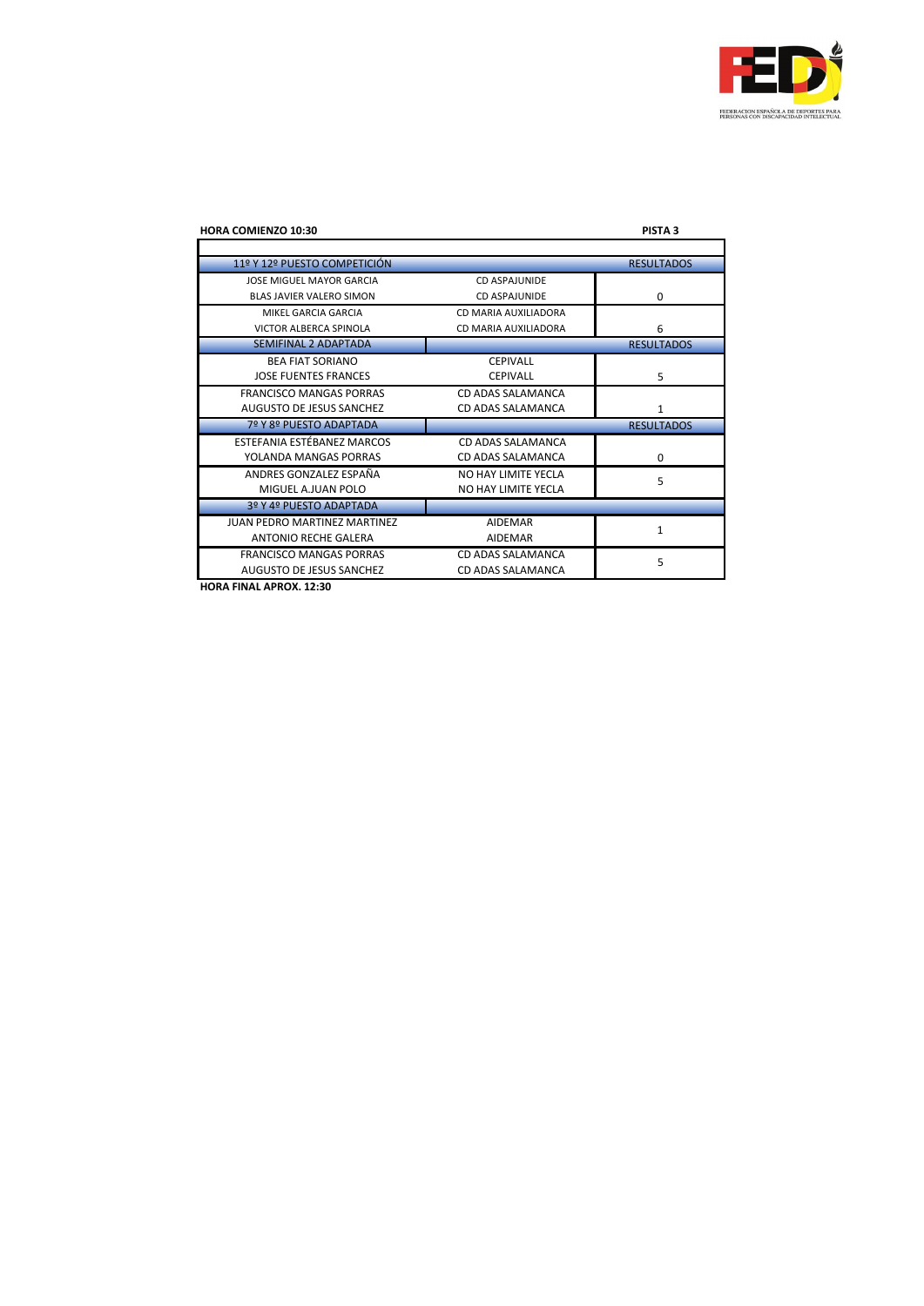**HORA COMIENZO 10:30** **PISTA 3**

| 11º Y 12º PUESTO COMPETICIÓN | | RESULTADOS |
|---|---|---|
| JOSE MIGUEL MAYOR GARCIA | CD ASPAJUNIDE | |
| BLAS JAVIER VALERO SIMON | CD ASPAJUNIDE | 0 |
| MIKEL GARCIA GARCIA | CD MARIA AUXILIADORA | |
| VICTOR ALBERCA SPINOLA | CD MARIA AUXILIADORA | 6 |
| **SEMIFINAL 2 ADAPTADA** | | **RESULTADOS** |
| BEA FIAT SORIANO | CEPIVALL | |
| JOSE FUENTES FRANCES | CEPIVALL | 5 |
| FRANCISCO MANGAS PORRAS | CD ADAS SALAMANCA | |
| AUGUSTO DE JESUS SANCHEZ | CD ADAS SALAMANCA | 1 |
| **7º Y 8º PUESTO ADAPTADA** | | **RESULTADOS** |
| ESTEFANIA ESTÉBANEZ MARCOS | CD ADAS SALAMANCA | |
| YOLANDA MANGAS PORRAS | CD ADAS SALAMANCA | 0 |
| ANDRES GONZALEZ ESPAÑA | NO HAY LIMITE YECLA | 5 |
| MIGUEL A.JUAN POLO | NO HAY LIMITE YECLA | |
| **3º Y 4º PUESTO ADAPTADA** | | |
| JUAN PEDRO MARTINEZ MARTINEZ | AIDEMAR | 1 |
| ANTONIO RECHE GALERA | AIDEMAR | |
| FRANCISCO MANGAS PORRAS | CD ADAS SALAMANCA | 5 |
| AUGUSTO DE JESUS SANCHEZ | CD ADAS SALAMANCA | |

**HORA FINAL APROX. 12:30**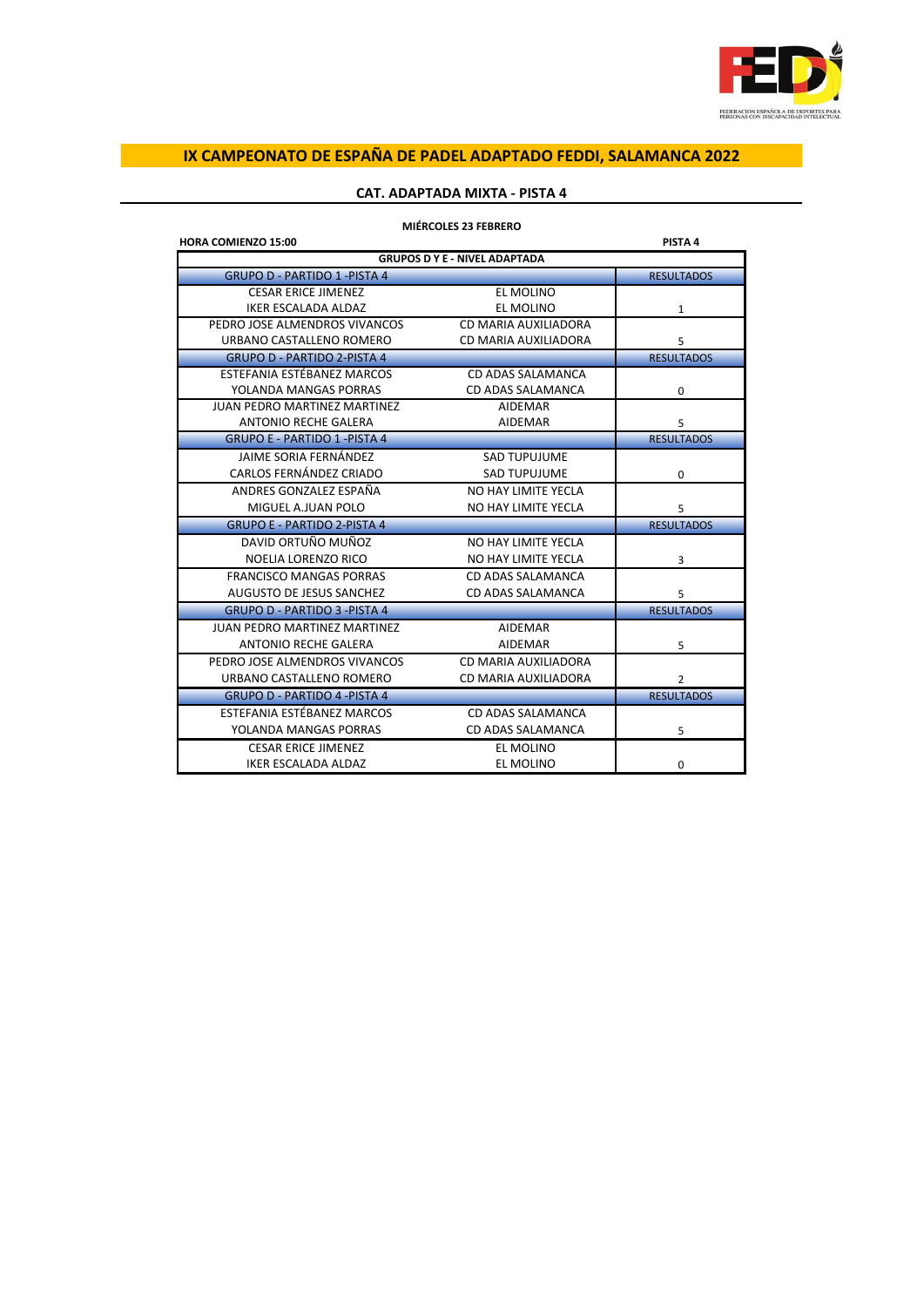# IX CAMPEONATO DE ESPAÑA DE PADEL ADAPTADO FEDDI, SALAMANCA 2022

## CAT. ADAPTADA MIXTA - PISTA 4

**MIÉRCOLES 23 FEBRERO**

**HORA COMIENZO 15:00** **PISTA 4**

| GRUPOS D Y E - NIVEL ADAPTADA | | |
|---|---|---|
| GRUPO D - PARTIDO 1 -PISTA 4 | | RESULTADOS |
| CESAR ERICE JIMENEZ | EL MOLINO | |
| IKER ESCALADA ALDAZ | EL MOLINO | 1 |
| PEDRO JOSE ALMENDROS VIVANCOS | CD MARIA AUXILIADORA | |
| URBANO CASTALLENO ROMERO | CD MARIA AUXILIADORA | 5 |
| GRUPO D - PARTIDO 2-PISTA 4 | | RESULTADOS |
| ESTEFANIA ESTÉBANEZ MARCOS | CD ADAS SALAMANCA | |
| YOLANDA MANGAS PORRAS | CD ADAS SALAMANCA | 0 |
| JUAN PEDRO MARTINEZ MARTINEZ | AIDEMAR | |
| ANTONIO RECHE GALERA | AIDEMAR | 5 |
| GRUPO E - PARTIDO 1 -PISTA 4 | | RESULTADOS |
| JAIME SORIA FERNÁNDEZ | SAD TUPUJUME | |
| CARLOS FERNÁNDEZ CRIADO | SAD TUPUJUME | 0 |
| ANDRES GONZALEZ ESPAÑA | NO HAY LIMITE YECLA | |
| MIGUEL A.JUAN POLO | NO HAY LIMITE YECLA | 5 |
| GRUPO E - PARTIDO 2-PISTA 4 | | RESULTADOS |
| DAVID ORTUÑO MUÑOZ | NO HAY LIMITE YECLA | |
| NOELIA LORENZO RICO | NO HAY LIMITE YECLA | 3 |
| FRANCISCO MANGAS PORRAS | CD ADAS SALAMANCA | |
| AUGUSTO DE JESUS SANCHEZ | CD ADAS SALAMANCA | 5 |
| GRUPO D - PARTIDO 3 -PISTA 4 | | RESULTADOS |
| JUAN PEDRO MARTINEZ MARTINEZ | AIDEMAR | |
| ANTONIO RECHE GALERA | AIDEMAR | 5 |
| PEDRO JOSE ALMENDROS VIVANCOS | CD MARIA AUXILIADORA | |
| URBANO CASTALLENO ROMERO | CD MARIA AUXILIADORA | 2 |
| GRUPO D - PARTIDO 4 -PISTA 4 | | RESULTADOS |
| ESTEFANIA ESTÉBANEZ MARCOS | CD ADAS SALAMANCA | |
| YOLANDA MANGAS PORRAS | CD ADAS SALAMANCA | 5 |
| CESAR ERICE JIMENEZ | EL MOLINO | |
| IKER ESCALADA ALDAZ | EL MOLINO | 0 |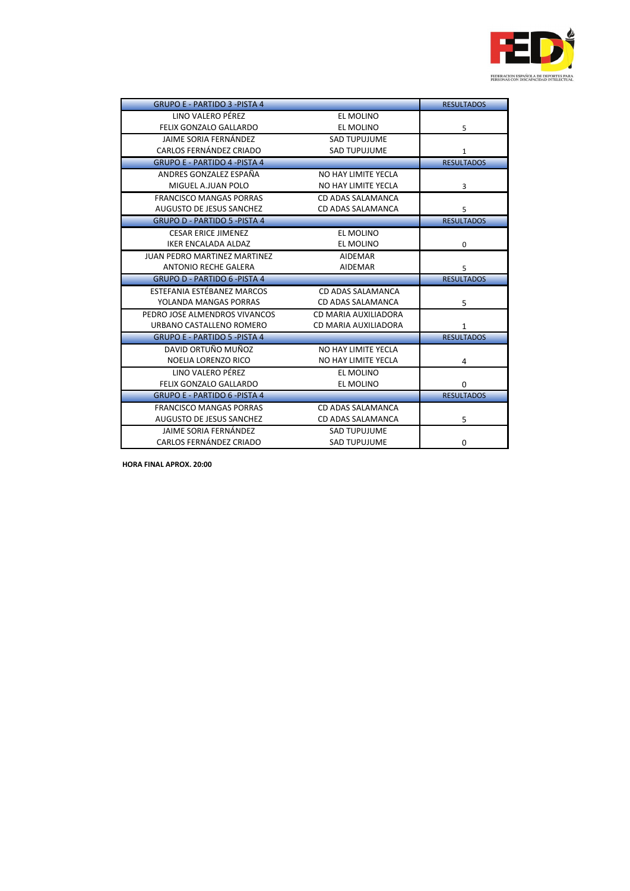| GRUPO E - PARTIDO 3 -PISTA 4 | | RESULTADOS |
|---|---|---|
| LINO VALERO PÉREZ | EL MOLINO | |
| FELIX GONZALO GALLARDO | EL MOLINO | 5 |
| JAIME SORIA FERNÁNDEZ | SAD TUPUJUME | |
| CARLOS FERNÁNDEZ CRIADO | SAD TUPUJUME | 1 |
| GRUPO E - PARTIDO 4 -PISTA 4 | | RESULTADOS |
| ANDRES GONZALEZ ESPAÑA | NO HAY LIMITE YECLA | |
| MIGUEL A.JUAN POLO | NO HAY LIMITE YECLA | 3 |
| FRANCISCO MANGAS PORRAS | CD ADAS SALAMANCA | |
| AUGUSTO DE JESUS SANCHEZ | CD ADAS SALAMANCA | 5 |
| GRUPO D - PARTIDO 5 -PISTA 4 | | RESULTADOS |
| CESAR ERICE JIMENEZ | EL MOLINO | |
| IKER ENCALADA ALDAZ | EL MOLINO | 0 |
| JUAN PEDRO MARTINEZ MARTINEZ | AIDEMAR | |
| ANTONIO RECHE GALERA | AIDEMAR | 5 |
| GRUPO D - PARTIDO 6 -PISTA 4 | | RESULTADOS |
| ESTEFANIA ESTÉBANEZ MARCOS | CD ADAS SALAMANCA | |
| YOLANDA MANGAS PORRAS | CD ADAS SALAMANCA | 5 |
| PEDRO JOSE ALMENDROS VIVANCOS | CD MARIA AUXILIADORA | |
| URBANO CASTALLENO ROMERO | CD MARIA AUXILIADORA | 1 |
| GRUPO E - PARTIDO 5 -PISTA 4 | | RESULTADOS |
| DAVID ORTUÑO MUÑOZ | NO HAY LIMITE YECLA | |
| NOELIA LORENZO RICO | NO HAY LIMITE YECLA | 4 |
| LINO VALERO PÉREZ | EL MOLINO | |
| FELIX GONZALO GALLARDO | EL MOLINO | 0 |
| GRUPO E - PARTIDO 6 -PISTA 4 | | RESULTADOS |
| FRANCISCO MANGAS PORRAS | CD ADAS SALAMANCA | |
| AUGUSTO DE JESUS SANCHEZ | CD ADAS SALAMANCA | 5 |
| JAIME SORIA FERNÁNDEZ | SAD TUPUJUME | |
| CARLOS FERNÁNDEZ CRIADO | SAD TUPUJUME | 0 |

**HORA FINAL APROX. 20:00**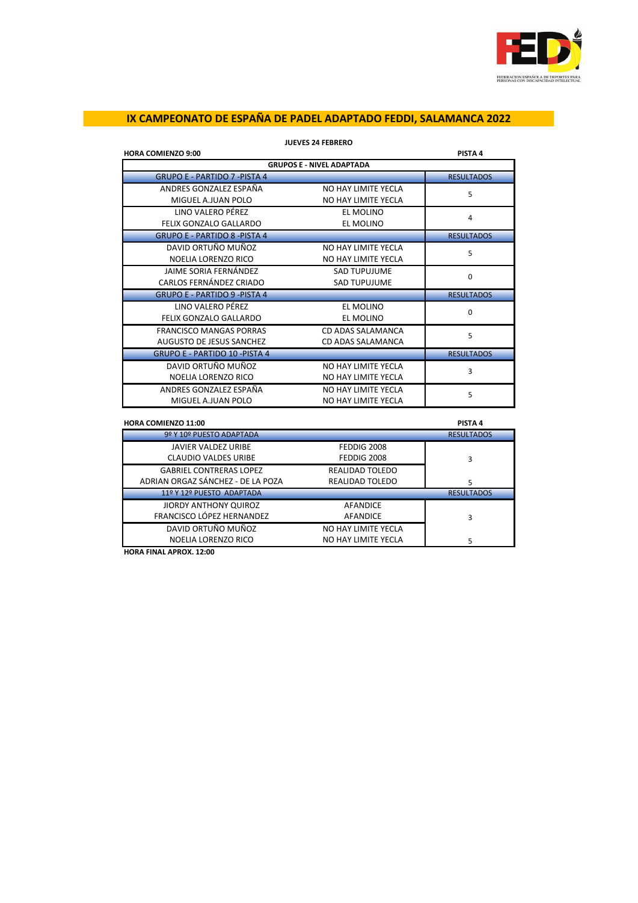# IX CAMPEONATO DE ESPAÑA DE PADEL ADAPTADO FEDDI, SALAMANCA 2022

**JUEVES 24 FEBRERO**

**HORA COMIENZO 9:00** **PISTA 4**

| GRUPOS E - NIVEL ADAPTADA | | |
|---|---|---|
| GRUPO E - PARTIDO 7 -PISTA 4 | | RESULTADOS |
| ANDRES GONZALEZ ESPAÑA | NO HAY LIMITE YECLA | 5 |
| MIGUEL A.JUAN POLO | NO HAY LIMITE YECLA | |
| LINO VALERO PÉREZ | EL MOLINO | 4 |
| FELIX GONZALO GALLARDO | EL MOLINO | |
| GRUPO E - PARTIDO 8 -PISTA 4 | | RESULTADOS |
| DAVID ORTUÑO MUÑOZ | NO HAY LIMITE YECLA | 5 |
| NOELIA LORENZO RICO | NO HAY LIMITE YECLA | |
| JAIME SORIA FERNÁNDEZ | SAD TUPUJUME | 0 |
| CARLOS FERNÁNDEZ CRIADO | SAD TUPUJUME | |
| GRUPO E - PARTIDO 9 -PISTA 4 | | RESULTADOS |
| LINO VALERO PÉREZ | EL MOLINO | 0 |
| FELIX GONZALO GALLARDO | EL MOLINO | |
| FRANCISCO MANGAS PORRAS | CD ADAS SALAMANCA | 5 |
| AUGUSTO DE JESUS SANCHEZ | CD ADAS SALAMANCA | |
| GRUPO E - PARTIDO 10 -PISTA 4 | | RESULTADOS |
| DAVID ORTUÑO MUÑOZ | NO HAY LIMITE YECLA | 3 |
| NOELIA LORENZO RICO | NO HAY LIMITE YECLA | |
| ANDRES GONZALEZ ESPAÑA | NO HAY LIMITE YECLA | 5 |
| MIGUEL A.JUAN POLO | NO HAY LIMITE YECLA | |

**HORA COMIENZO 11:00** **PISTA 4**

| 9º Y 10º PUESTO ADAPTADA | | RESULTADOS |
|---|---|---|
| JAVIER VALDEZ URIBE | FEDDIG 2008 | 3 |
| CLAUDIO VALDES URIBE | FEDDIG 2008 | |
| GABRIEL CONTRERAS LOPEZ | REALIDAD TOLEDO | |
| ADRIAN ORGAZ SÁNCHEZ - DE LA POZA | REALIDAD TOLEDO | 5 |
| 11º Y 12º PUESTO ADAPTADA | | RESULTADOS |
| JIORDY ANTHONY QUIROZ | AFANDICE | 3 |
| FRANCISCO LÓPEZ HERNANDEZ | AFANDICE | |
| DAVID ORTUÑO MUÑOZ | NO HAY LIMITE YECLA | |
| NOELIA LORENZO RICO | NO HAY LIMITE YECLA | 5 |

**HORA FINAL APROX. 12:00**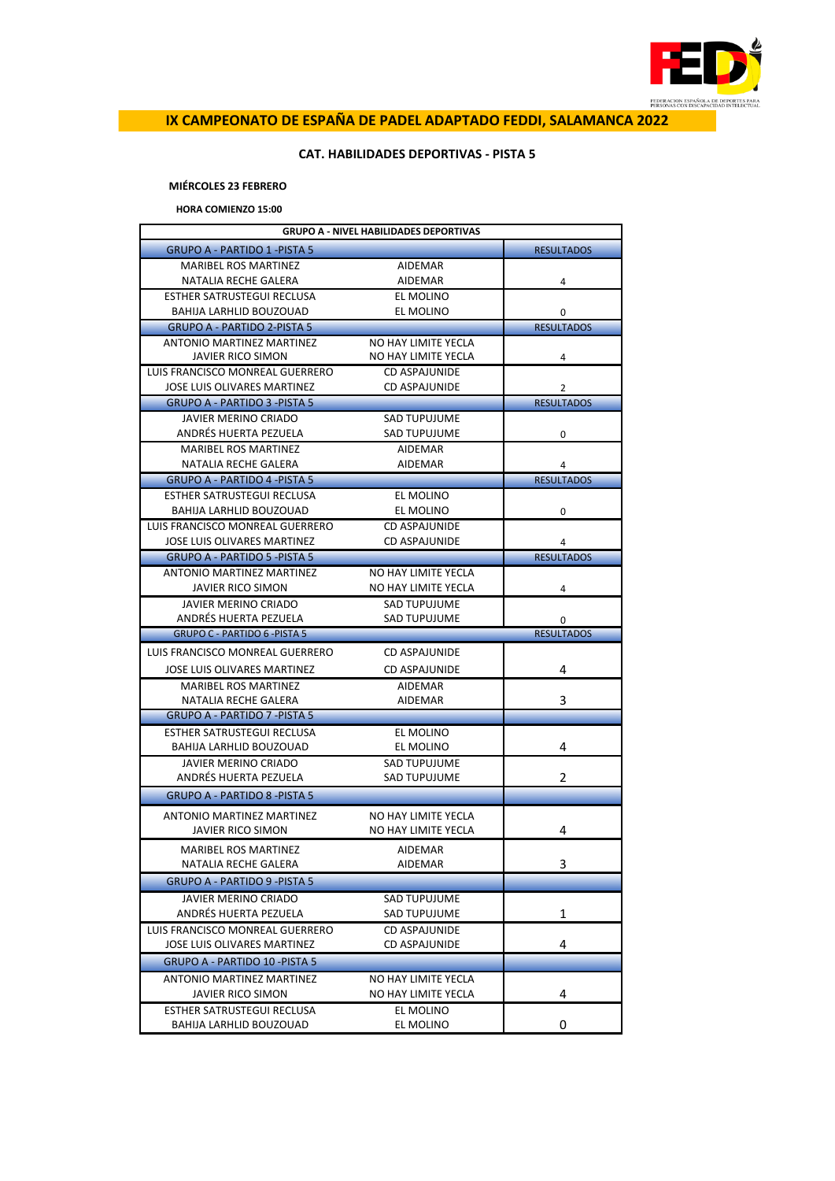# IX CAMPEONATO DE ESPAÑA DE PADEL ADAPTADO FEDDI, SALAMANCA 2022

### CAT. HABILIDADES DEPORTIVAS - PISTA 5

**MIÉRCOLES 23 FEBRERO**

**HORA COMIENZO 15:00**

| GRUPO A - NIVEL HABILIDADES DEPORTIVAS | | |
|---|---|---|
| GRUPO A - PARTIDO 1 -PISTA 5 | | RESULTADOS |
| MARIBEL ROS MARTINEZ | AIDEMAR | |
| NATALIA RECHE GALERA | AIDEMAR | 4 |
| ESTHER SATRUSTEGUI RECLUSA | EL MOLINO | |
| BAHIJA LARHLID BOUZOUAD | EL MOLINO | 0 |
| GRUPO A - PARTIDO 2-PISTA 5 | | RESULTADOS |
| ANTONIO MARTINEZ MARTINEZ | NO HAY LIMITE YECLA | |
| JAVIER RICO SIMON | NO HAY LIMITE YECLA | 4 |
| LUIS FRANCISCO MONREAL GUERRERO | CD ASPAJUNIDE | |
| JOSE LUIS OLIVARES MARTINEZ | CD ASPAJUNIDE | 2 |
| GRUPO A - PARTIDO 3 -PISTA 5 | | RESULTADOS |
| JAVIER MERINO CRIADO | SAD TUPUJUME | |
| ANDRÉS HUERTA PEZUELA | SAD TUPUJUME | 0 |
| MARIBEL ROS MARTINEZ | AIDEMAR | |
| NATALIA RECHE GALERA | AIDEMAR | 4 |
| GRUPO A - PARTIDO 4 -PISTA 5 | | RESULTADOS |
| ESTHER SATRUSTEGUI RECLUSA | EL MOLINO | |
| BAHIJA LARHLID BOUZOUAD | EL MOLINO | 0 |
| LUIS FRANCISCO MONREAL GUERRERO | CD ASPAJUNIDE | |
| JOSE LUIS OLIVARES MARTINEZ | CD ASPAJUNIDE | 4 |
| GRUPO A - PARTIDO 5 -PISTA 5 | | RESULTADOS |
| ANTONIO MARTINEZ MARTINEZ | NO HAY LIMITE YECLA | |
| JAVIER RICO SIMON | NO HAY LIMITE YECLA | 4 |
| JAVIER MERINO CRIADO | SAD TUPUJUME | |
| ANDRÉS HUERTA PEZUELA | SAD TUPUJUME | 0 |
| GRUPO C - PARTIDO 6 -PISTA 5 | | RESULTADOS |
| LUIS FRANCISCO MONREAL GUERRERO | CD ASPAJUNIDE | |
| JOSE LUIS OLIVARES MARTINEZ | CD ASPAJUNIDE | 4 |
| MARIBEL ROS MARTINEZ | AIDEMAR | |
| NATALIA RECHE GALERA | AIDEMAR | 3 |
| GRUPO A - PARTIDO 7 -PISTA 5 | | |
| ESTHER SATRUSTEGUI RECLUSA | EL MOLINO | |
| BAHIJA LARHLID BOUZOUAD | EL MOLINO | 4 |
| JAVIER MERINO CRIADO | SAD TUPUJUME | |
| ANDRÉS HUERTA PEZUELA | SAD TUPUJUME | 2 |
| GRUPO A - PARTIDO 8 -PISTA 5 | | |
| ANTONIO MARTINEZ MARTINEZ | NO HAY LIMITE YECLA | |
| JAVIER RICO SIMON | NO HAY LIMITE YECLA | 4 |
| MARIBEL ROS MARTINEZ | AIDEMAR | |
| NATALIA RECHE GALERA | AIDEMAR | 3 |
| GRUPO A - PARTIDO 9 -PISTA 5 | | |
| JAVIER MERINO CRIADO | SAD TUPUJUME | |
| ANDRÉS HUERTA PEZUELA | SAD TUPUJUME | 1 |
| LUIS FRANCISCO MONREAL GUERRERO | CD ASPAJUNIDE | |
| JOSE LUIS OLIVARES MARTINEZ | CD ASPAJUNIDE | 4 |
| GRUPO A - PARTIDO 10 -PISTA 5 | | |
| ANTONIO MARTINEZ MARTINEZ | NO HAY LIMITE YECLA | |
| JAVIER RICO SIMON | NO HAY LIMITE YECLA | 4 |
| ESTHER SATRUSTEGUI RECLUSA | EL MOLINO | |
| BAHIJA LARHLID BOUZOUAD | EL MOLINO | 0 |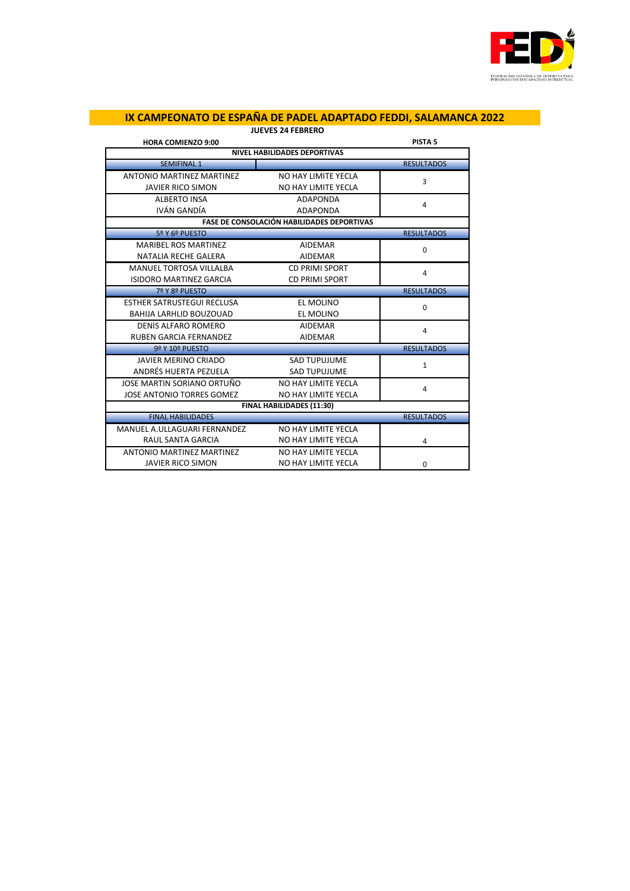# IX CAMPEONATO DE ESPAÑA DE PADEL ADAPTADO FEDDI, SALAMANCA 2022

**JUEVES 24 FEBRERO**

**HORA COMIENZO 9:00** | **PISTA 5**

| NIVEL HABILIDADES DEPORTIVAS | | |
|---|---|---|
| SEMIFINAL 1 | | RESULTADOS |
| ANTONIO MARTINEZ MARTINEZ | NO HAY LIMITE YECLA | 3 |
| JAVIER RICO SIMON | NO HAY LIMITE YECLA | |
| ALBERTO INSA | ADAPONDA | 4 |
| IVÁN GANDÍA | ADAPONDA | |
| **FASE DE CONSOLACIÓN HABILIDADES DEPORTIVAS** | | |
| 5º Y 6º PUESTO | | RESULTADOS |
| MARIBEL ROS MARTINEZ | AIDEMAR | 0 |
| NATALIA RECHE GALERA | AIDEMAR | |
| MANUEL TORTOSA VILLALBA | CD PRIMI SPORT | 4 |
| ISIDORO MARTINEZ GARCIA | CD PRIMI SPORT | |
| 7º Y 8º PUESTO | | RESULTADOS |
| ESTHER SATRUSTEGUI RECLUSA | EL MOLINO | 0 |
| BAHIJA LARHLID BOUZOUAD | EL MOLINO | |
| DENIS ALFARO ROMERO | AIDEMAR | 4 |
| RUBEN GARCIA FERNANDEZ | AIDEMAR | |
| 9º Y 10º PUESTO | | RESULTADOS |
| JAVIER MERINO CRIADO | SAD TUPUJUME | 1 |
| ANDRÉS HUERTA PEZUELA | SAD TUPUJUME | |
| JOSE MARTIN SORIANO ORTUÑO | NO HAY LIMITE YECLA | 4 |
| JOSE ANTONIO TORRES GOMEZ | NO HAY LIMITE YECLA | |
| **FINAL HABILIDADES (11:30)** | | |
| FINAL HABILIDADES | | RESULTADOS |
| MANUEL A.ULLAGUARI FERNANDEZ | NO HAY LIMITE YECLA | 4 |
| RAUL SANTA GARCIA | NO HAY LIMITE YECLA | |
| ANTONIO MARTINEZ MARTINEZ | NO HAY LIMITE YECLA | 0 |
| JAVIER RICO SIMON | NO HAY LIMITE YECLA | |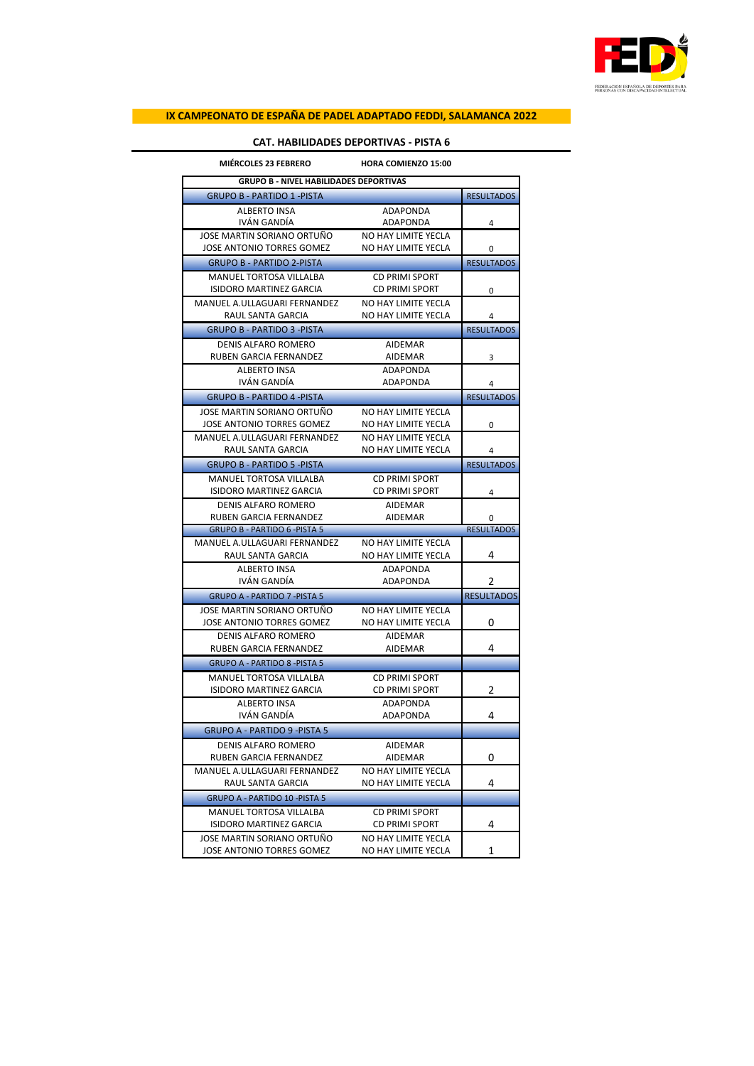# IX CAMPEONATO DE ESPAÑA DE PADEL ADAPTADO FEDDI, SALAMANCA 2022

## CAT. HABILIDADES DEPORTIVAS - PISTA 6

**MIÉRCOLES 23 FEBRERO** **HORA COMIENZO 15:00**

| GRUPO B - NIVEL HABILIDADES DEPORTIVAS | | |
|---|---|---|
| GRUPO B - PARTIDO 1 -PISTA | | RESULTADOS |
| ALBERTO INSA<br>IVÁN GANDÍA | ADAPONDA<br>ADAPONDA | 4 |
| JOSE MARTIN SORIANO ORTUÑO<br>JOSE ANTONIO TORRES GOMEZ | NO HAY LIMITE YECLA<br>NO HAY LIMITE YECLA | 0 |
| GRUPO B - PARTIDO 2-PISTA | | RESULTADOS |
| MANUEL TORTOSA VILLALBA<br>ISIDORO MARTINEZ GARCIA | CD PRIMI SPORT<br>CD PRIMI SPORT | 0 |
| MANUEL A.ULLAGUARI FERNANDEZ<br>RAUL SANTA GARCIA | NO HAY LIMITE YECLA<br>NO HAY LIMITE YECLA | 4 |
| GRUPO B - PARTIDO 3 -PISTA | | RESULTADOS |
| DENIS ALFARO ROMERO<br>RUBEN GARCIA FERNANDEZ | AIDEMAR<br>AIDEMAR | 3 |
| ALBERTO INSA<br>IVÁN GANDÍA | ADAPONDA<br>ADAPONDA | 4 |
| GRUPO B - PARTIDO 4 -PISTA | | RESULTADOS |
| JOSE MARTIN SORIANO ORTUÑO<br>JOSE ANTONIO TORRES GOMEZ | NO HAY LIMITE YECLA<br>NO HAY LIMITE YECLA | 0 |
| MANUEL A.ULLAGUARI FERNANDEZ<br>RAUL SANTA GARCIA | NO HAY LIMITE YECLA<br>NO HAY LIMITE YECLA | 4 |
| GRUPO B - PARTIDO 5 -PISTA | | RESULTADOS |
| MANUEL TORTOSA VILLALBA<br>ISIDORO MARTINEZ GARCIA | CD PRIMI SPORT<br>CD PRIMI SPORT | 4 |
| DENIS ALFARO ROMERO<br>RUBEN GARCIA FERNANDEZ | AIDEMAR<br>AIDEMAR | 0 |
| GRUPO B - PARTIDO 6 -PISTA 5 | | RESULTADOS |
| MANUEL A.ULLAGUARI FERNANDEZ<br>RAUL SANTA GARCIA | NO HAY LIMITE YECLA<br>NO HAY LIMITE YECLA | 4 |
| ALBERTO INSA<br>IVÁN GANDÍA | ADAPONDA<br>ADAPONDA | 2 |
| GRUPO A - PARTIDO 7 -PISTA 5 | | RESULTADOS |
| JOSE MARTIN SORIANO ORTUÑO<br>JOSE ANTONIO TORRES GOMEZ | NO HAY LIMITE YECLA<br>NO HAY LIMITE YECLA | 0 |
| DENIS ALFARO ROMERO<br>RUBEN GARCIA FERNANDEZ | AIDEMAR<br>AIDEMAR | 4 |
| GRUPO A - PARTIDO 8 -PISTA 5 | | |
| MANUEL TORTOSA VILLALBA<br>ISIDORO MARTINEZ GARCIA | CD PRIMI SPORT<br>CD PRIMI SPORT | 2 |
| ALBERTO INSA<br>IVÁN GANDÍA | ADAPONDA<br>ADAPONDA | 4 |
| GRUPO A - PARTIDO 9 -PISTA 5 | | |
| DENIS ALFARO ROMERO<br>RUBEN GARCIA FERNANDEZ | AIDEMAR<br>AIDEMAR | 0 |
| MANUEL A.ULLAGUARI FERNANDEZ<br>RAUL SANTA GARCIA | NO HAY LIMITE YECLA<br>NO HAY LIMITE YECLA | 4 |
| GRUPO A - PARTIDO 10 -PISTA 5 | | |
| MANUEL TORTOSA VILLALBA<br>ISIDORO MARTINEZ GARCIA | CD PRIMI SPORT<br>CD PRIMI SPORT | 4 |
| JOSE MARTIN SORIANO ORTUÑO<br>JOSE ANTONIO TORRES GOMEZ | NO HAY LIMITE YECLA<br>NO HAY LIMITE YECLA | 1 |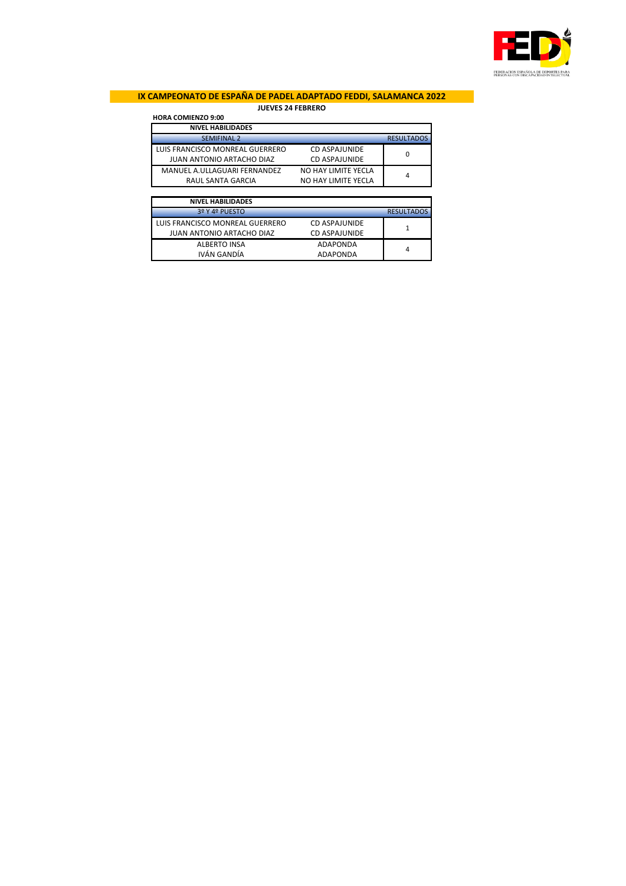## IX CAMPEONATO DE ESPAÑA DE PADEL ADAPTADO FEDDI, SALAMANCA 2022

**JUEVES 24 FEBRERO**

**HORA COMIENZO 9:00**

| **NIVEL HABILIDADES** | | |
|---|---|---|
| SEMIFINAL 2 | | RESULTADOS |
| LUIS FRANCISCO MONREAL GUERRERO<br>JUAN ANTONIO ARTACHO DIAZ | CD ASPAJUNIDE<br>CD ASPAJUNIDE | 0 |
| MANUEL A.ULLAGUARI FERNANDEZ<br>RAUL SANTA GARCIA | NO HAY LIMITE YECLA<br>NO HAY LIMITE YECLA | 4 |

| **NIVEL HABILIDADES** | | |
|---|---|---|
| 3º Y 4º PUESTO | | RESULTADOS |
| LUIS FRANCISCO MONREAL GUERRERO<br>JUAN ANTONIO ARTACHO DIAZ | CD ASPAJUNIDE<br>CD ASPAJUNIDE | 1 |
| ALBERTO INSA<br>IVÁN GANDÍA | ADAPONDA<br>ADAPONDA | 4 |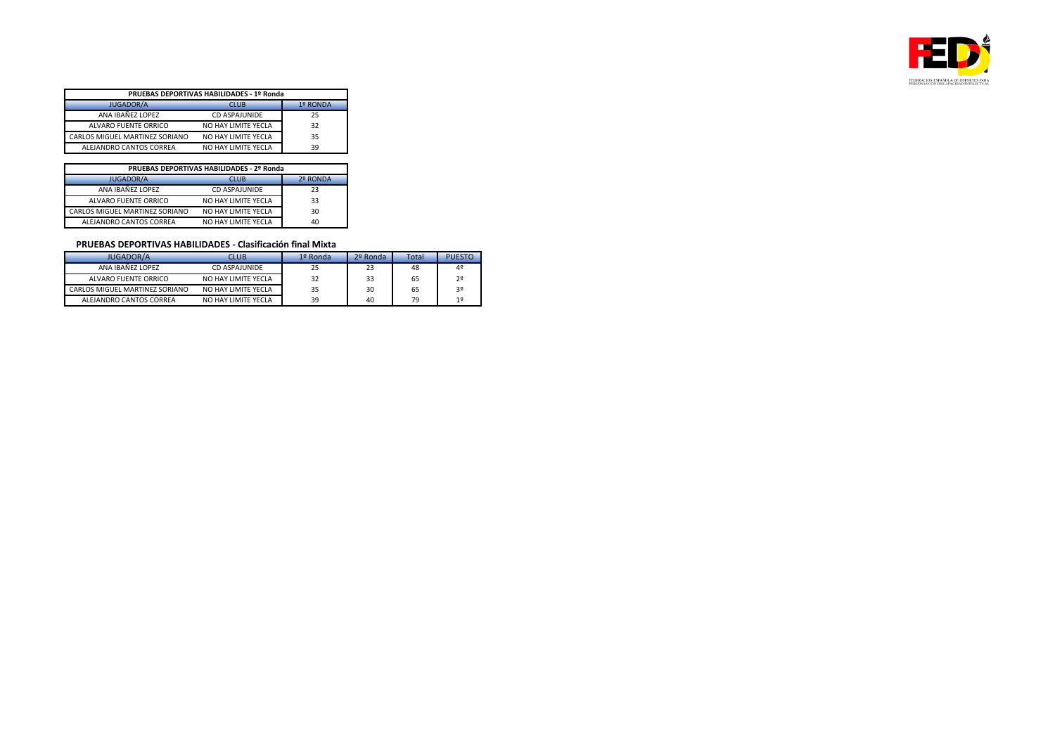| PRUEBAS DEPORTIVAS HABILIDADES - 1º Ronda | | |
|---|---|---|
| JUGADOR/A | CLUB | 1º RONDA |
| ANA IBAÑEZ LOPEZ | CD ASPAJUNIDE | 25 |
| ALVARO FUENTE ORRICO | NO HAY LIMITE YECLA | 32 |
| CARLOS MIGUEL MARTINEZ SORIANO | NO HAY LIMITE YECLA | 35 |
| ALEJANDRO CANTOS CORREA | NO HAY LIMITE YECLA | 39 |

| PRUEBAS DEPORTIVAS HABILIDADES - 2º Ronda | | |
|---|---|---|
| JUGADOR/A | CLUB | 2º RONDA |
| ANA IBAÑEZ LOPEZ | CD ASPAJUNIDE | 23 |
| ALVARO FUENTE ORRICO | NO HAY LIMITE YECLA | 33 |
| CARLOS MIGUEL MARTINEZ SORIANO | NO HAY LIMITE YECLA | 30 |
| ALEJANDRO CANTOS CORREA | NO HAY LIMITE YECLA | 40 |

**PRUEBAS DEPORTIVAS HABILIDADES - Clasificación final Mixta**

| JUGADOR/A | CLUB | 1º Ronda | 2º Ronda | Total | PUESTO |
|---|---|---|---|---|---|
| ANA IBAÑEZ LOPEZ | CD ASPAJUNIDE | 25 | 23 | 48 | 4º |
| ALVARO FUENTE ORRICO | NO HAY LIMITE YECLA | 32 | 33 | 65 | 2º |
| CARLOS MIGUEL MARTINEZ SORIANO | NO HAY LIMITE YECLA | 35 | 30 | 65 | 3º |
| ALEJANDRO CANTOS CORREA | NO HAY LIMITE YECLA | 39 | 40 | 79 | 1º |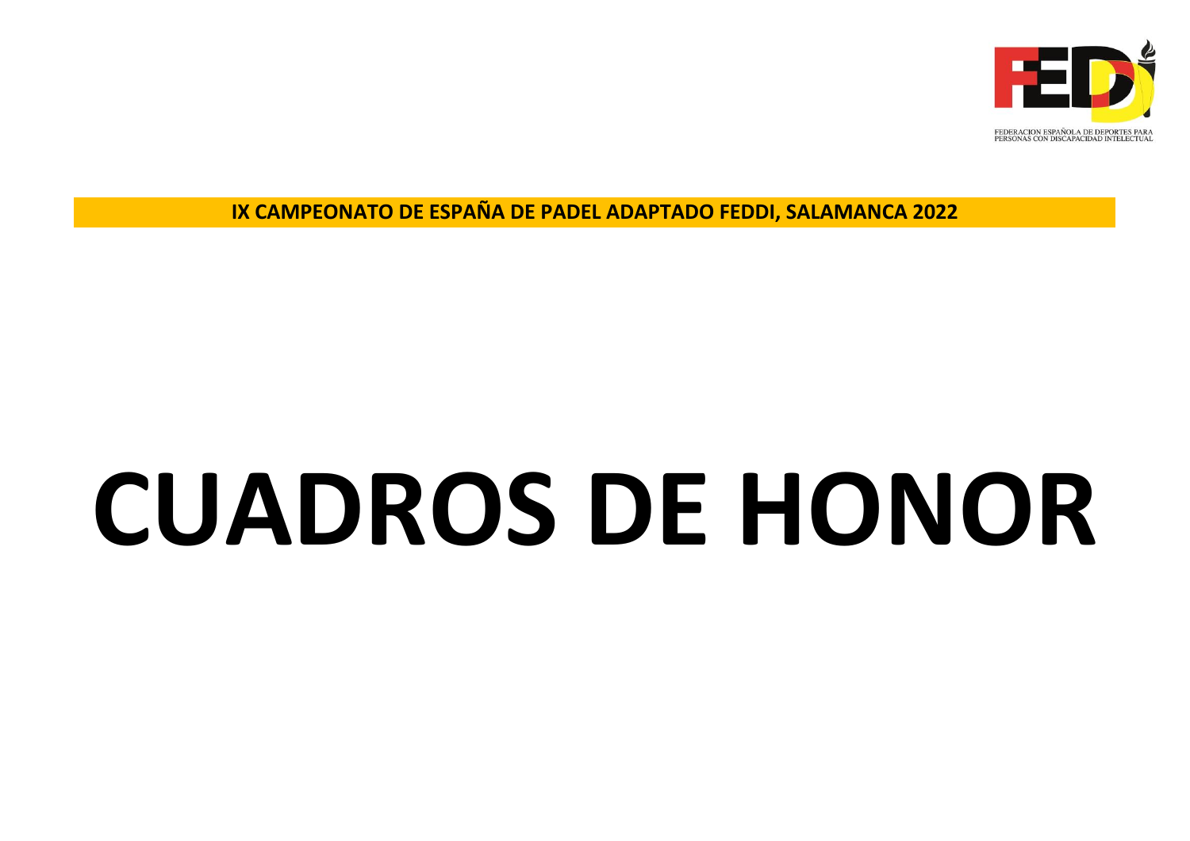FEDERACION ESPAÑOLA DE DEPORTES PARA PERSONAS CON DISCAPACIDAD INTELECTUAL

**IX CAMPEONATO DE ESPAÑA DE PADEL ADAPTADO FEDDI, SALAMANCA 2022**

# CUADROS DE HONOR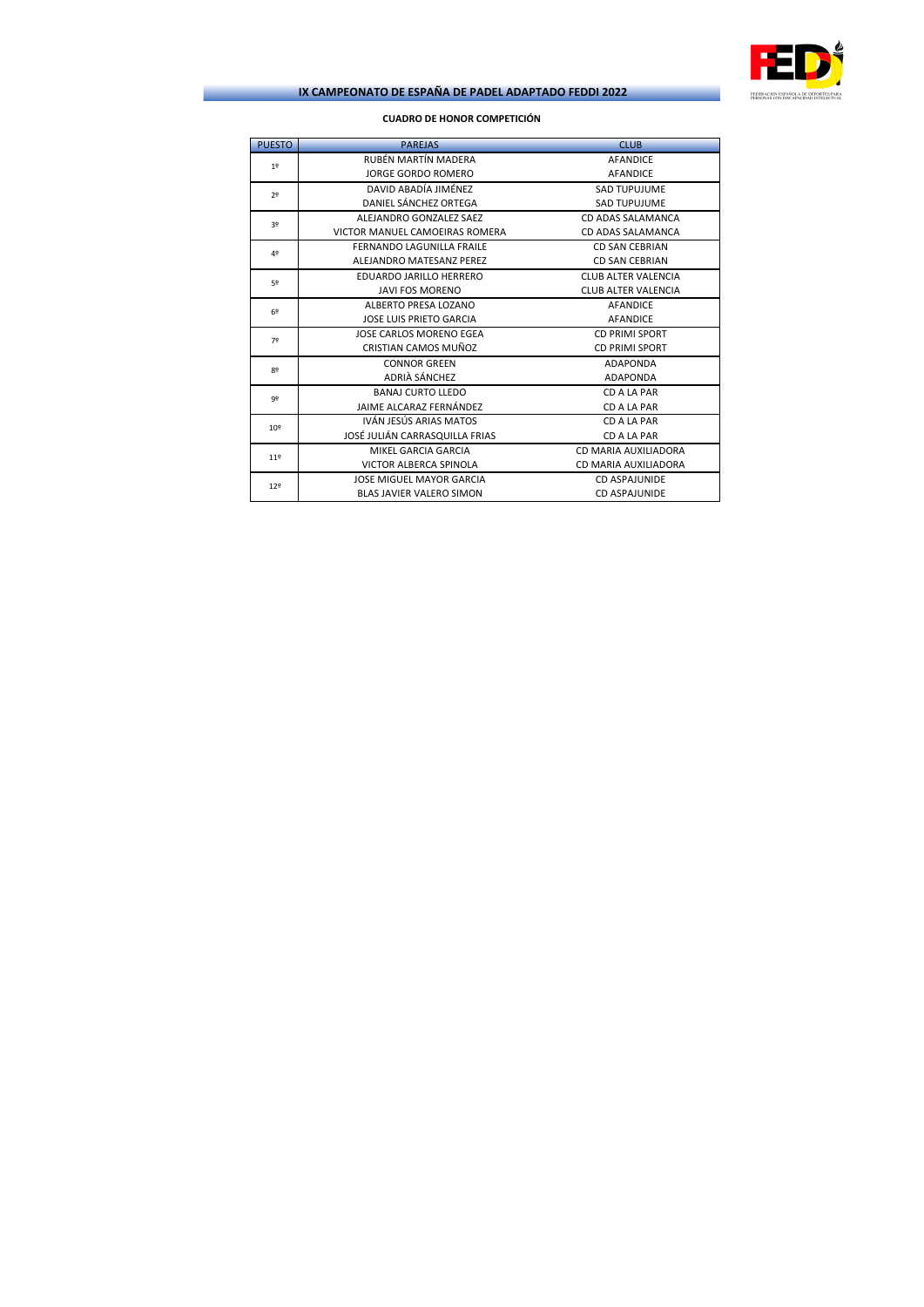## IX CAMPEONATO DE ESPAÑA DE PADEL ADAPTADO FEDDI 2022

**CUADRO DE HONOR COMPETICIÓN**

| PUESTO | PAREJAS | CLUB |
|---|---|---|
| 1º | RUBÉN MARTÍN MADERA | AFANDICE |
| | JORGE GORDO ROMERO | AFANDICE |
| 2º | DAVID ABADÍA JIMÉNEZ | SAD TUPUJUME |
| | DANIEL SÁNCHEZ ORTEGA | SAD TUPUJUME |
| 3º | ALEJANDRO GONZALEZ SAEZ | CD ADAS SALAMANCA |
| | VICTOR MANUEL CAMOEIRAS ROMERA | CD ADAS SALAMANCA |
| 4º | FERNANDO LAGUNILLA FRAILE | CD SAN CEBRIAN |
| | ALEJANDRO MATESANZ PEREZ | CD SAN CEBRIAN |
| 5º | EDUARDO JARILLO HERRERO | CLUB ALTER VALENCIA |
| | JAVI FOS MORENO | CLUB ALTER VALENCIA |
| 6º | ALBERTO PRESA LOZANO | AFANDICE |
| | JOSE LUIS PRIETO GARCIA | AFANDICE |
| 7º | JOSE CARLOS MORENO EGEA | CD PRIMI SPORT |
| | CRISTIAN CAMOS MUÑOZ | CD PRIMI SPORT |
| 8º | CONNOR GREEN | ADAPONDA |
| | ADRIÀ SÁNCHEZ | ADAPONDA |
| 9º | BANAJ CURTO LLEDO | CD A LA PAR |
| | JAIME ALCARAZ FERNÁNDEZ | CD A LA PAR |
| 10º | IVÁN JESÚS ARIAS MATOS | CD A LA PAR |
| | JOSÉ JULIÁN CARRASQUILLA FRIAS | CD A LA PAR |
| 11º | MIKEL GARCIA GARCIA | CD MARIA AUXILIADORA |
| | VICTOR ALBERCA SPINOLA | CD MARIA AUXILIADORA |
| 12º | JOSE MIGUEL MAYOR GARCIA | CD ASPAJUNIDE |
| | BLAS JAVIER VALERO SIMON | CD ASPAJUNIDE |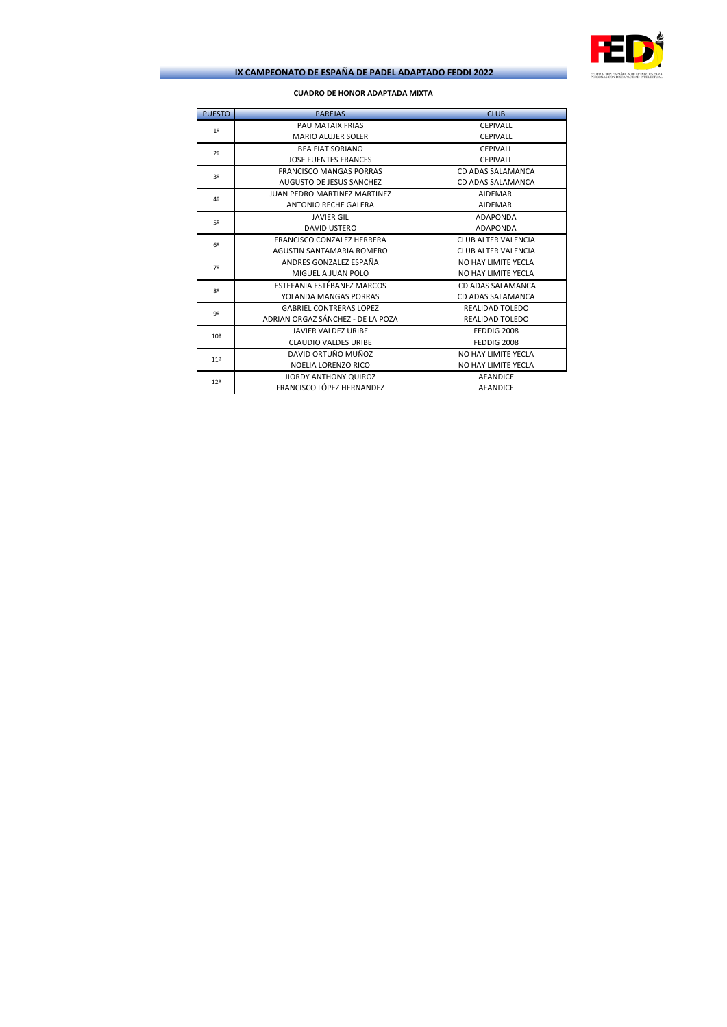## IX CAMPEONATO DE ESPAÑA DE PADEL ADAPTADO FEDDI 2022

**CUADRO DE HONOR ADAPTADA MIXTA**

| PUESTO | PAREJAS | CLUB |
|---|---|---|
| 1º | PAU MATAIX FRIAS | CEPIVALL |
| | MARIO ALUJER SOLER | CEPIVALL |
| 2º | BEA FIAT SORIANO | CEPIVALL |
| | JOSE FUENTES FRANCES | CEPIVALL |
| 3º | FRANCISCO MANGAS PORRAS | CD ADAS SALAMANCA |
| | AUGUSTO DE JESUS SANCHEZ | CD ADAS SALAMANCA |
| 4º | JUAN PEDRO MARTINEZ MARTINEZ | AIDEMAR |
| | ANTONIO RECHE GALERA | AIDEMAR |
| 5º | JAVIER GIL | ADAPONDA |
| | DAVID USTERO | ADAPONDA |
| 6º | FRANCISCO CONZALEZ HERRERA | CLUB ALTER VALENCIA |
| | AGUSTIN SANTAMARIA ROMERO | CLUB ALTER VALENCIA |
| 7º | ANDRES GONZALEZ ESPAÑA | NO HAY LIMITE YECLA |
| | MIGUEL A.JUAN POLO | NO HAY LIMITE YECLA |
| 8º | ESTEFANIA ESTÉBANEZ MARCOS | CD ADAS SALAMANCA |
| | YOLANDA MANGAS PORRAS | CD ADAS SALAMANCA |
| 9º | GABRIEL CONTRERAS LOPEZ | REALIDAD TOLEDO |
| | ADRIAN ORGAZ SÁNCHEZ - DE LA POZA | REALIDAD TOLEDO |
| 10º | JAVIER VALDEZ URIBE | FEDDIG 2008 |
| | CLAUDIO VALDES URIBE | FEDDIG 2008 |
| 11º | DAVID ORTUÑO MUÑOZ | NO HAY LIMITE YECLA |
| | NOELIA LORENZO RICO | NO HAY LIMITE YECLA |
| 12º | JIORDY ANTHONY QUIROZ | AFANDICE |
| | FRANCISCO LÓPEZ HERNANDEZ | AFANDICE |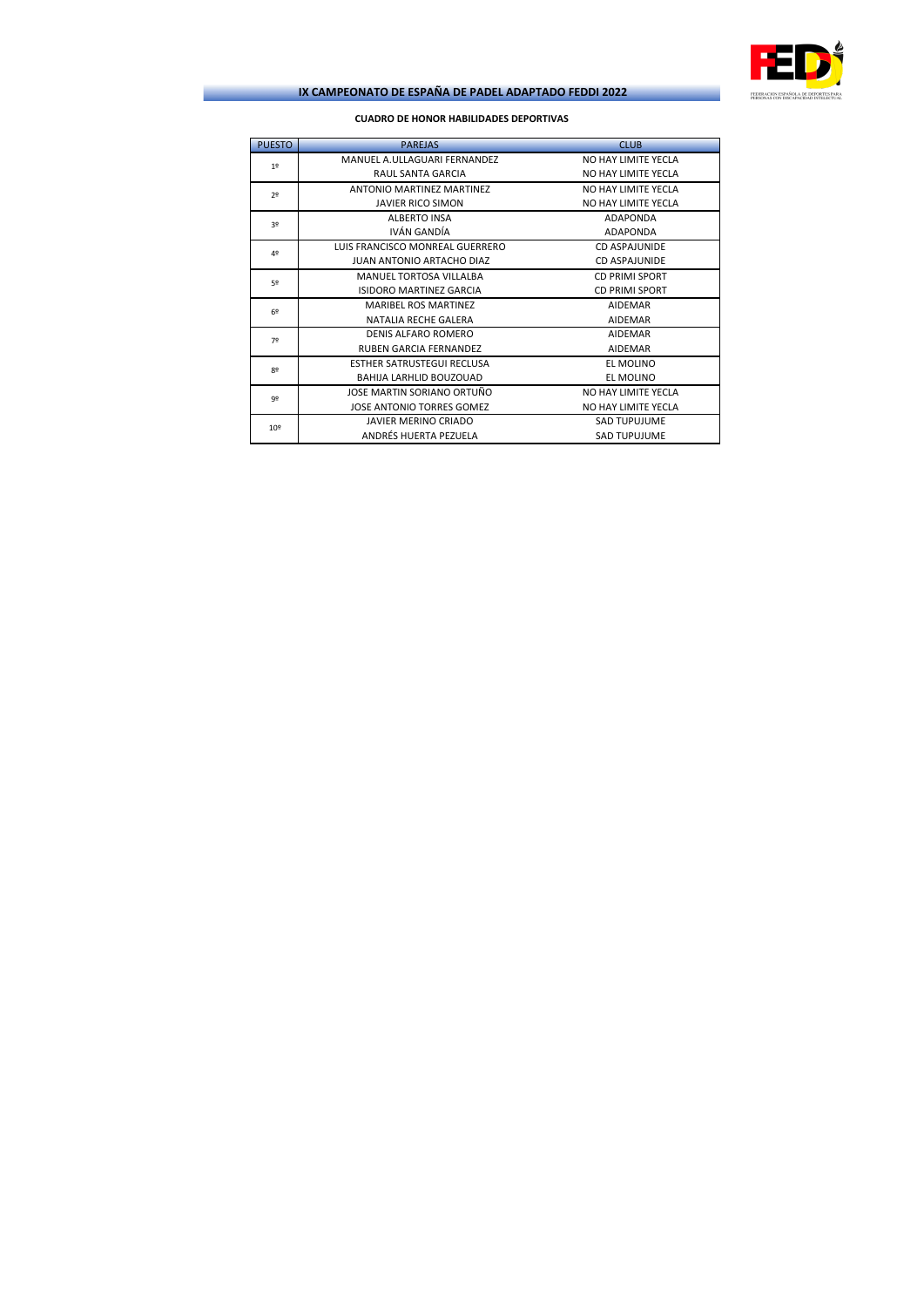## IX CAMPEONATO DE ESPAÑA DE PADEL ADAPTADO FEDDI 2022

**CUADRO DE HONOR HABILIDADES DEPORTIVAS**

| PUESTO | PAREJAS | CLUB |
|---|---|---|
| 1º | MANUEL A.ULLAGUARI FERNANDEZ | NO HAY LIMITE YECLA |
| | RAUL SANTA GARCIA | NO HAY LIMITE YECLA |
| 2º | ANTONIO MARTINEZ MARTINEZ | NO HAY LIMITE YECLA |
| | JAVIER RICO SIMON | NO HAY LIMITE YECLA |
| 3º | ALBERTO INSA | ADAPONDA |
| | IVÁN GANDÍA | ADAPONDA |
| 4º | LUIS FRANCISCO MONREAL GUERRERO | CD ASPAJUNIDE |
| | JUAN ANTONIO ARTACHO DIAZ | CD ASPAJUNIDE |
| 5º | MANUEL TORTOSA VILLALBA | CD PRIMI SPORT |
| | ISIDORO MARTINEZ GARCIA | CD PRIMI SPORT |
| 6º | MARIBEL ROS MARTINEZ | AIDEMAR |
| | NATALIA RECHE GALERA | AIDEMAR |
| 7º | DENIS ALFARO ROMERO | AIDEMAR |
| | RUBEN GARCIA FERNANDEZ | AIDEMAR |
| 8º | ESTHER SATRUSTEGUI RECLUSA | EL MOLINO |
| | BAHIJA LARHLID BOUZOUAD | EL MOLINO |
| 9º | JOSE MARTIN SORIANO ORTUÑO | NO HAY LIMITE YECLA |
| | JOSE ANTONIO TORRES GOMEZ | NO HAY LIMITE YECLA |
| 10º | JAVIER MERINO CRIADO | SAD TUPUJUME |
| | ANDRÉS HUERTA PEZUELA | SAD TUPUJUME |